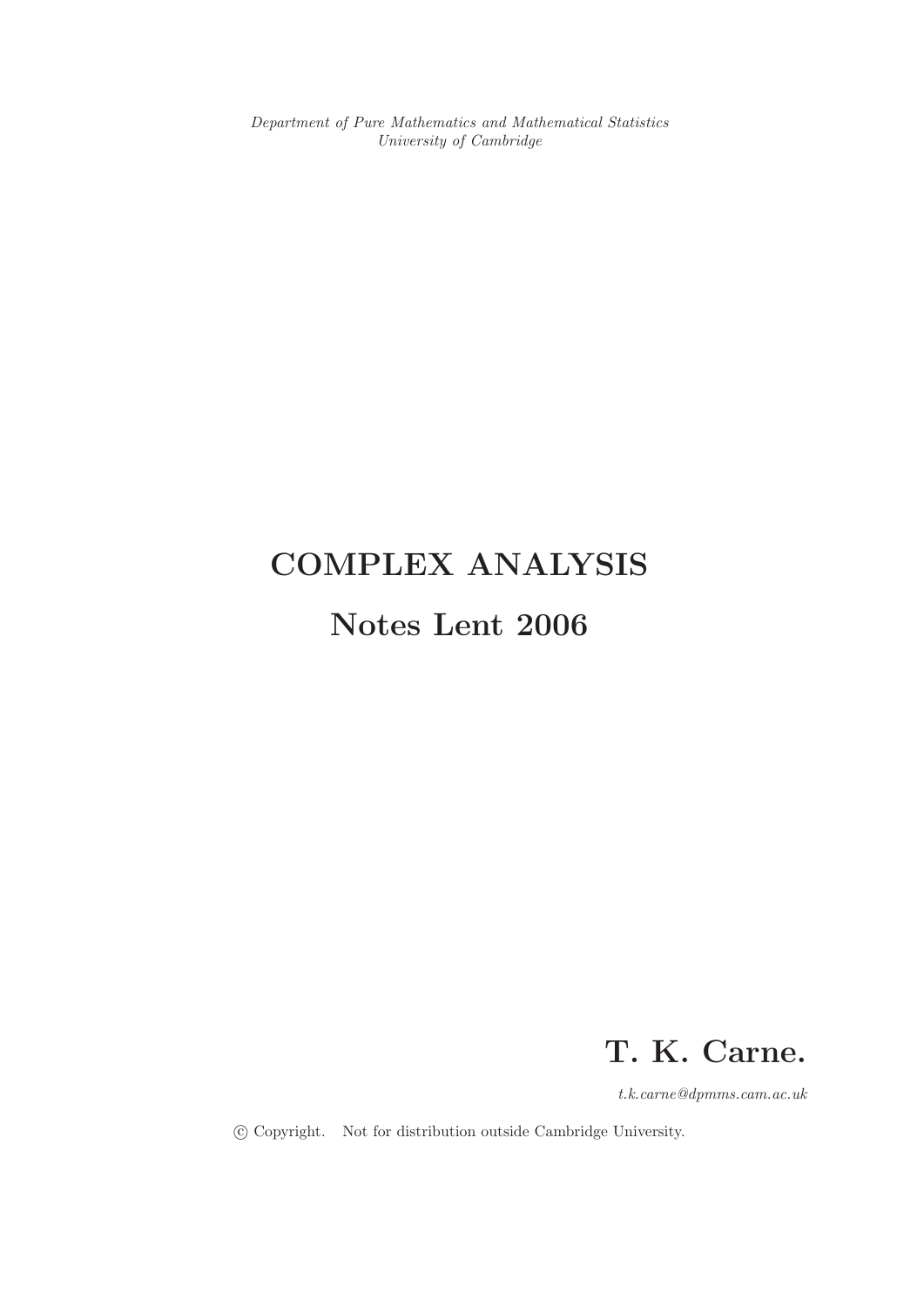*Department of Pure Mathematics and Mathematical Statistics*
*University of Cambridge*

# COMPLEX ANALYSIS

## Notes Lent 2006

**T. K. Carne.**

*t.k.carne@dpmms.cam.ac.uk*

© Copyright. Not for distribution outside Cambridge University.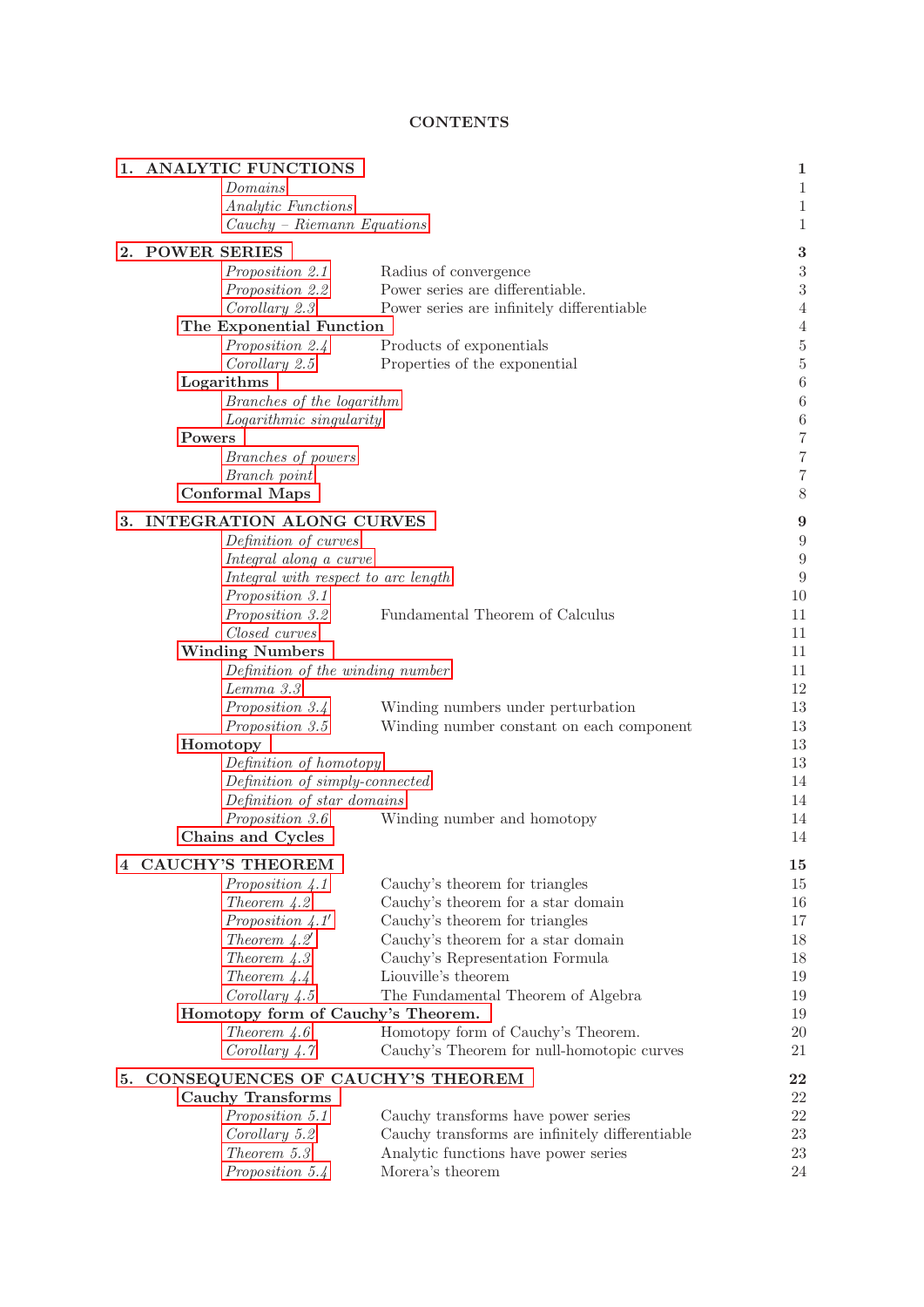# CONTENTS

| | | |
|---|---|---|
| **1. ANALYTIC FUNCTIONS** | | **1** |
| *Domains* | | 1 |
| *Analytic Functions* | | 1 |
| *Cauchy – Riemann Equations* | | 1 |
| **2. POWER SERIES** | | **3** |
| *Proposition 2.1* | Radius of convergence | 3 |
| *Proposition 2.2* | Power series are differentiable. | 3 |
| *Corollary 2.3* | Power series are infinitely differentiable | 4 |
| **The Exponential Function** | | 4 |
| *Proposition 2.4* | Products of exponentials | 5 |
| *Corollary 2.5* | Properties of the exponential | 5 |
| **Logarithms** | | 6 |
| *Branches of the logarithm* | | 6 |
| *Logarithmic singularity* | | 6 |
| **Powers** | | 7 |
| *Branches of powers* | | 7 |
| *Branch point* | | 7 |
| **Conformal Maps** | | 8 |
| **3. INTEGRATION ALONG CURVES** | | **9** |
| *Definition of curves* | | 9 |
| *Integral along a curve* | | 9 |
| *Integral with respect to arc length* | | 9 |
| *Proposition 3.1* | | 10 |
| *Proposition 3.2* | Fundamental Theorem of Calculus | 11 |
| *Closed curves* | | 11 |
| **Winding Numbers** | | 11 |
| *Definition of the winding number* | | 11 |
| *Lemma 3.3* | | 12 |
| *Proposition 3.4* | Winding numbers under perturbation | 13 |
| *Proposition 3.5* | Winding number constant on each component | 13 |
| **Homotopy** | | 13 |
| *Definition of homotopy* | | 13 |
| *Definition of simply-connected* | | 14 |
| *Definition of star domains* | | 14 |
| *Proposition 3.6* | Winding number and homotopy | 14 |
| **Chains and Cycles** | | 14 |
| **4 CAUCHY'S THEOREM** | | **15** |
| *Proposition 4.1* | Cauchy's theorem for triangles | 15 |
| *Theorem 4.2* | Cauchy's theorem for a star domain | 16 |
| *Proposition 4.1′* | Cauchy's theorem for triangles | 17 |
| *Theorem 4.2′* | Cauchy's theorem for a star domain | 18 |
| *Theorem 4.3* | Cauchy's Representation Formula | 18 |
| *Theorem 4.4* | Liouville's theorem | 19 |
| *Corollary 4.5* | The Fundamental Theorem of Algebra | 19 |
| **Homotopy form of Cauchy's Theorem.** | | 19 |
| *Theorem 4.6* | Homotopy form of Cauchy's Theorem. | 20 |
| *Corollary 4.7* | Cauchy's Theorem for null-homotopic curves | 21 |
| **5. CONSEQUENCES OF CAUCHY'S THEOREM** | | **22** |
| **Cauchy Transforms** | | 22 |
| *Proposition 5.1* | Cauchy transforms have power series | 22 |
| *Corollary 5.2* | Cauchy transforms are infinitely differentiable | 23 |
| *Theorem 5.3* | Analytic functions have power series | 23 |
| *Proposition 5.4* | Morera's theorem | 24 |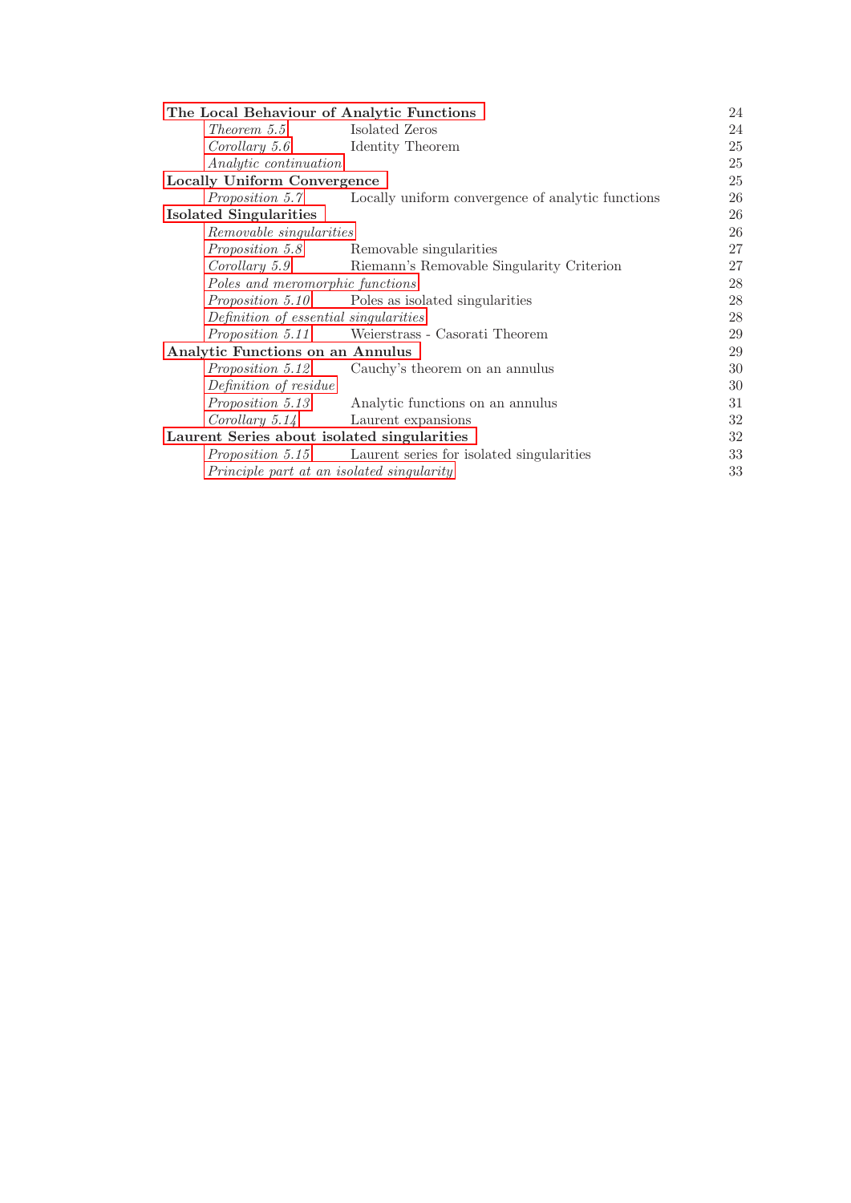| | | |
|---|---|---|
| **The Local Behaviour of Analytic Functions** | | 24 |
| *Theorem 5.5* | Isolated Zeros | 24 |
| *Corollary 5.6* | Identity Theorem | 25 |
| *Analytic continuation* | | 25 |
| **Locally Uniform Convergence** | | 25 |
| *Proposition 5.7* | Locally uniform convergence of analytic functions | 26 |
| **Isolated Singularities** | | 26 |
| *Removable singularities* | | 26 |
| *Proposition 5.8* | Removable singularities | 27 |
| *Corollary 5.9* | Riemann's Removable Singularity Criterion | 27 |
| *Poles and meromorphic functions* | | 28 |
| *Proposition 5.10* | Poles as isolated singularities | 28 |
| *Definition of essential singularities* | | 28 |
| *Proposition 5.11* | Weierstrass - Casorati Theorem | 29 |
| **Analytic Functions on an Annulus** | | 29 |
| *Proposition 5.12* | Cauchy's theorem on an annulus | 30 |
| *Definition of residue* | | 30 |
| *Proposition 5.13* | Analytic functions on an annulus | 31 |
| *Corollary 5.14* | Laurent expansions | 32 |
| **Laurent Series about isolated singularities** | | 32 |
| *Proposition 5.15* | Laurent series for isolated singularities | 33 |
| *Principle part at an isolated singularity* | | 33 |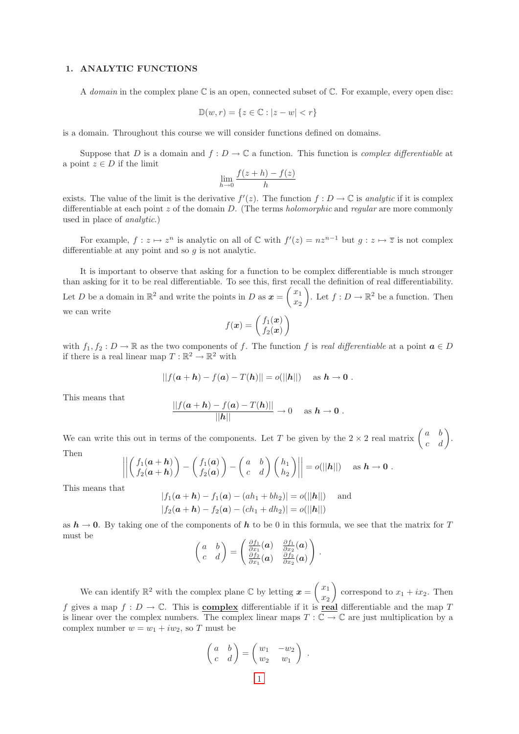## 1. ANALYTIC FUNCTIONS

A *domain* in the complex plane $\mathbb{C}$ is an open, connected subset of $\mathbb{C}$. For example, every open disc:

$$\mathbb{D}(w,r) = \{z \in \mathbb{C} : |z - w| < r\}$$

is a domain. Throughout this course we will consider functions defined on domains.

Suppose that $D$ is a domain and $f : D \to \mathbb{C}$ a function. This function is *complex differentiable* at a point $z \in D$ if the limit

$$\lim_{h \to 0} \frac{f(z+h) - f(z)}{h}$$

exists. The value of the limit is the derivative $f'(z)$. The function $f : D \to \mathbb{C}$ is *analytic* if it is complex differentiable at each point $z$ of the domain $D$. (The terms *holomorphic* and *regular* are more commonly used in place of *analytic*.)

For example, $f : z \mapsto z^n$ is analytic on all of $\mathbb{C}$ with $f'(z) = nz^{n-1}$ but $g : z \mapsto \overline{z}$ is not complex differentiable at any point and so $g$ is not analytic.

It is important to observe that asking for a function to be complex differentiable is much stronger than asking for it to be real differentiable. To see this, first recall the definition of real differentiability. Let $D$ be a domain in $\mathbb{R}^2$ and write the points in $D$ as $\boldsymbol{x} = \begin{pmatrix} x_1 \\ x_2 \end{pmatrix}$. Let $f : D \to \mathbb{R}^2$ be a function. Then we can write

$$f(\boldsymbol{x}) = \begin{pmatrix} f_1(\boldsymbol{x}) \\ f_2(\boldsymbol{x}) \end{pmatrix}$$

with $f_1, f_2 : D \to \mathbb{R}$ as the two components of $f$. The function $f$ is *real differentiable* at a point $\boldsymbol{a} \in D$ if there is a real linear map $T : \mathbb{R}^2 \to \mathbb{R}^2$ with

$$||f(\boldsymbol{a} + \boldsymbol{h}) - f(\boldsymbol{a}) - T(\boldsymbol{h})|| = o(||\boldsymbol{h}||) \quad \text{as } \boldsymbol{h} \to \boldsymbol{0}\ .$$

This means that

$$\frac{||f(\boldsymbol{a} + \boldsymbol{h}) - f(\boldsymbol{a}) - T(\boldsymbol{h})||}{||\boldsymbol{h}||} \to 0 \quad \text{as } \boldsymbol{h} \to \boldsymbol{0}\ .$$

We can write this out in terms of the components. Let $T$ be given by the $2 \times 2$ real matrix $\begin{pmatrix} a & b \\ c & d \end{pmatrix}$. Then

$$\left|\left| \begin{pmatrix} f_1(\boldsymbol{a}+\boldsymbol{h}) \\ f_2(\boldsymbol{a}+\boldsymbol{h}) \end{pmatrix} - \begin{pmatrix} f_1(\boldsymbol{a}) \\ f_2(\boldsymbol{a}) \end{pmatrix} - \begin{pmatrix} a & b \\ c & d \end{pmatrix} \begin{pmatrix} h_1 \\ h_2 \end{pmatrix} \right|\right| = o(||\boldsymbol{h}||) \quad \text{as } \boldsymbol{h} \to \boldsymbol{0}\ .$$

This means that

$$|f_1(\boldsymbol{a}+\boldsymbol{h}) - f_1(\boldsymbol{a}) - (ah_1 + bh_2)| = o(||\boldsymbol{h}||) \quad \text{and}$$
$$|f_2(\boldsymbol{a}+\boldsymbol{h}) - f_2(\boldsymbol{a}) - (ch_1 + dh_2)| = o(||\boldsymbol{h}||)$$

as $\boldsymbol{h} \to \boldsymbol{0}$. By taking one of the components of $\boldsymbol{h}$ to be 0 in this formula, we see that the matrix for $T$ must be

$$\begin{pmatrix} a & b \\ c & d \end{pmatrix} = \begin{pmatrix} \frac{\partial f_1}{\partial x_1}(\boldsymbol{a}) & \frac{\partial f_1}{\partial x_2}(\boldsymbol{a}) \\ \frac{\partial f_2}{\partial x_1}(\boldsymbol{a}) & \frac{\partial f_2}{\partial x_2}(\boldsymbol{a}) \end{pmatrix}.$$

We can identify $\mathbb{R}^2$ with the complex plane $\mathbb{C}$ by letting $\boldsymbol{x} = \begin{pmatrix} x_1 \\ x_2 \end{pmatrix}$ correspond to $x_1 + ix_2$. Then $f$ gives a map $f : D \to \mathbb{C}$. This is **complex** differentiable if it is **real** differentiable and the map $T$ is linear over the complex numbers. The complex linear maps $T : \mathbb{C} \to \mathbb{C}$ are just multiplication by a complex number $w = w_1 + iw_2$, so $T$ must be

$$\begin{pmatrix} a & b \\ c & d \end{pmatrix} = \begin{pmatrix} w_1 & -w_2 \\ w_2 & w_1 \end{pmatrix}\ .$$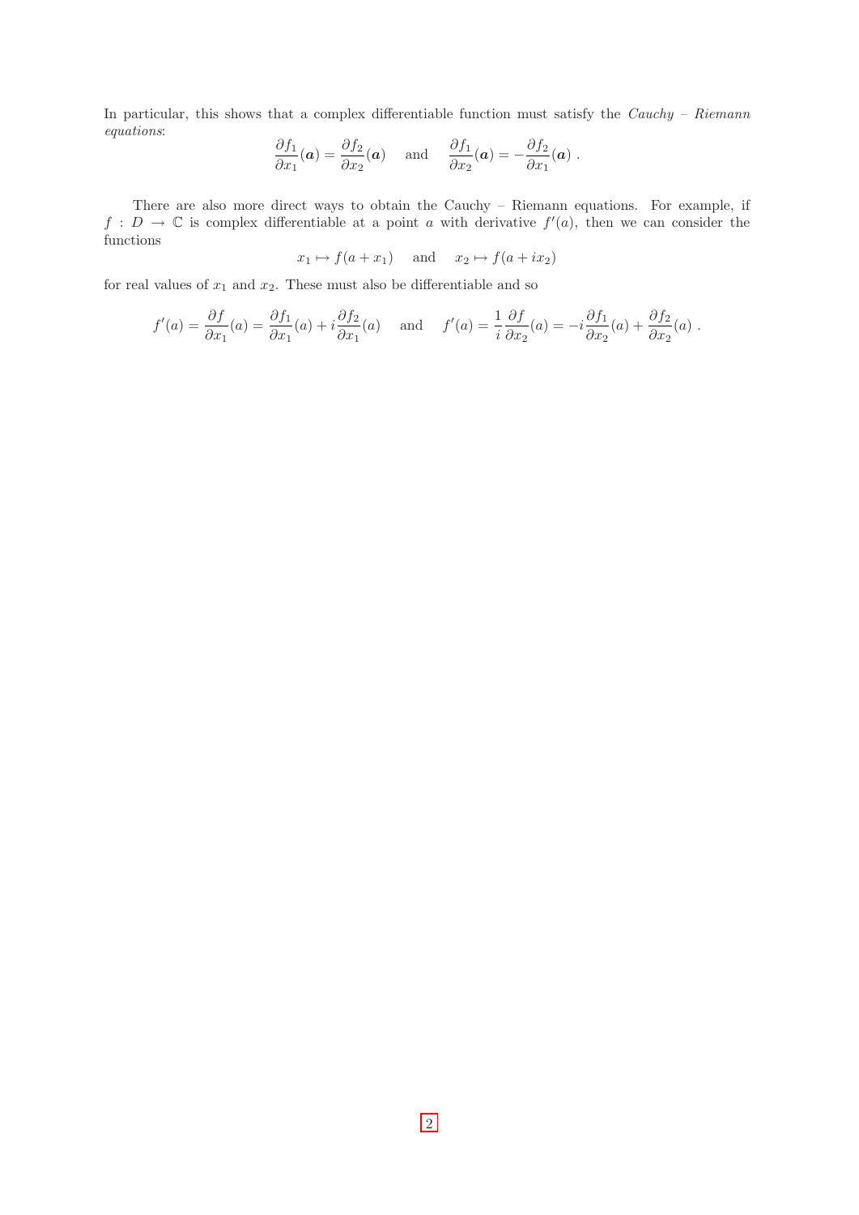In particular, this shows that a complex differentiable function must satisfy the *Cauchy – Riemann equations*:

$$\frac{\partial f_1}{\partial x_1}(\boldsymbol{a}) = \frac{\partial f_2}{\partial x_2}(\boldsymbol{a}) \quad \text{and} \quad \frac{\partial f_1}{\partial x_2}(\boldsymbol{a}) = -\frac{\partial f_2}{\partial x_1}(\boldsymbol{a}) \ .$$

There are also more direct ways to obtain the Cauchy – Riemann equations. For example, if $f : D \to \mathbb{C}$ is complex differentiable at a point $a$ with derivative $f'(a)$, then we can consider the functions

$$x_1 \mapsto f(a + x_1) \quad \text{and} \quad x_2 \mapsto f(a + ix_2)$$

for real values of $x_1$ and $x_2$. These must also be differentiable and so

$$f'(a) = \frac{\partial f}{\partial x_1}(a) = \frac{\partial f_1}{\partial x_1}(a) + i\frac{\partial f_2}{\partial x_1}(a) \quad \text{and} \quad f'(a) = \frac{1}{i}\frac{\partial f}{\partial x_2}(a) = -i\frac{\partial f_1}{\partial x_2}(a) + \frac{\partial f_2}{\partial x_2}(a) \ .$$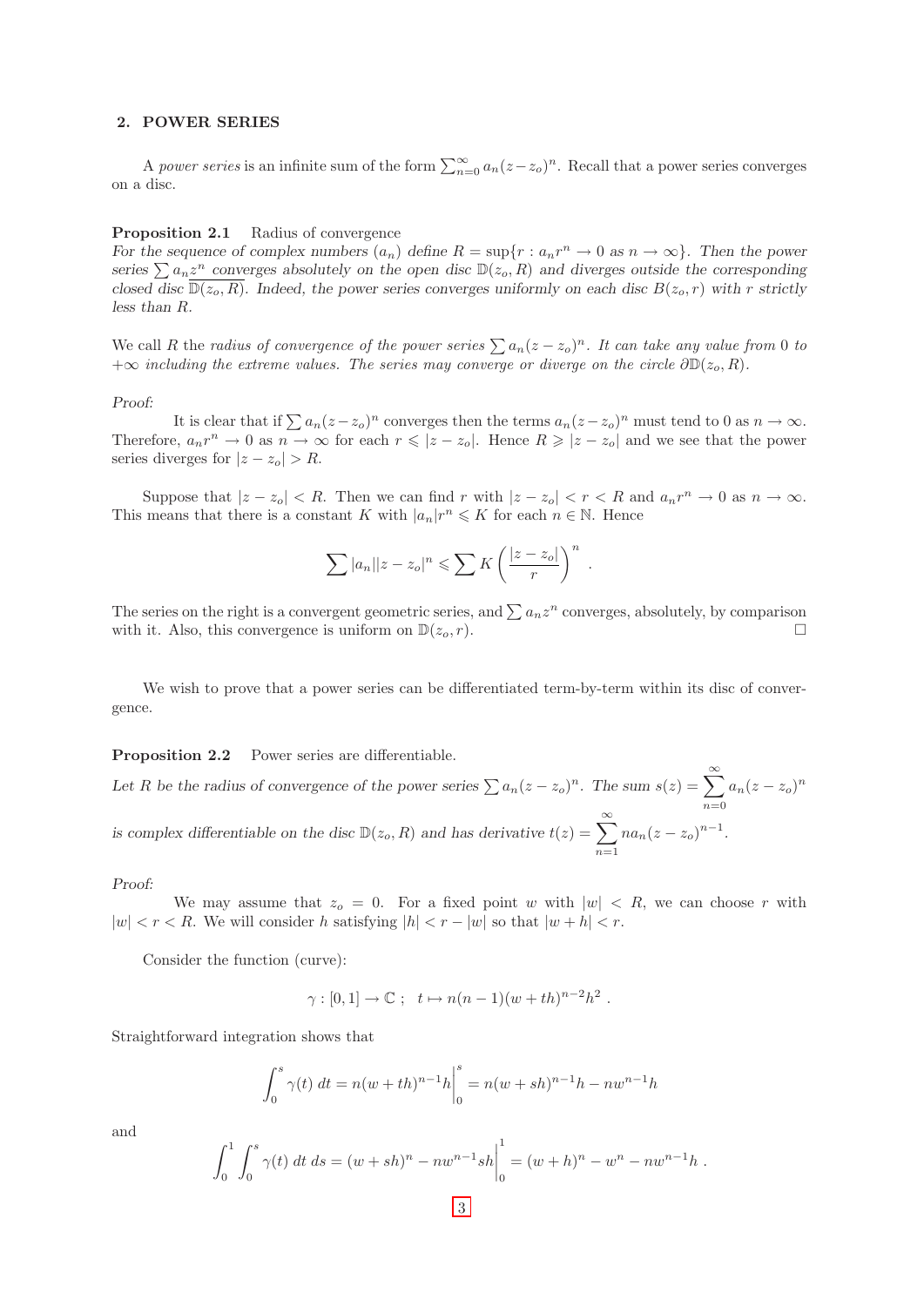## 2. POWER SERIES

A *power series* is an infinite sum of the form $\sum_{n=0}^{\infty} a_n(z-z_o)^n$. Recall that a power series converges on a disc.

**Proposition 2.1** Radius of convergence

*For the sequence of complex numbers $(a_n)$ define $R = \sup\{r : a_n r^n \to 0 \text{ as } n \to \infty\}$. Then the power series $\sum a_n z^n$ converges absolutely on the open disc $\mathbb{D}(z_o, R)$ and diverges outside the corresponding closed disc $\overline{\mathbb{D}}(z_o, R)$. Indeed, the power series converges uniformly on each disc $B(z_o, r)$ with $r$ strictly less than $R$.*

We call $R$ the *radius of convergence of the power series $\sum a_n(z-z_o)^n$. It can take any value from 0 to $+\infty$ including the extreme values. The series may converge or diverge on the circle $\partial\mathbb{D}(z_o, R)$.*

*Proof:*

It is clear that if $\sum a_n(z-z_o)^n$ converges then the terms $a_n(z-z_o)^n$ must tend to 0 as $n \to \infty$. Therefore, $a_n r^n \to 0$ as $n \to \infty$ for each $r \leqslant |z - z_o|$. Hence $R \geqslant |z - z_o|$ and we see that the power series diverges for $|z - z_o| > R$.

Suppose that $|z - z_o| < R$. Then we can find $r$ with $|z - z_o| < r < R$ and $a_n r^n \to 0$ as $n \to \infty$. This means that there is a constant $K$ with $|a_n|r^n \leqslant K$ for each $n \in \mathbb{N}$. Hence

$$\sum |a_n||z - z_o|^n \leqslant \sum K \left(\frac{|z - z_o|}{r}\right)^n .$$

The series on the right is a convergent geometric series, and $\sum a_n z^n$ converges, absolutely, by comparison with it. Also, this convergence is uniform on $\mathbb{D}(z_o, r)$. □

We wish to prove that a power series can be differentiated term-by-term within its disc of convergence.

**Proposition 2.2** Power series are differentiable.

*Let $R$ be the radius of convergence of the power series $\sum a_n(z-z_o)^n$. The sum $s(z) = \sum_{n=0}^{\infty} a_n(z-z_o)^n$ is complex differentiable on the disc $\mathbb{D}(z_o, R)$ and has derivative $t(z) = \sum_{n=1}^{\infty} n a_n(z-z_o)^{n-1}$.*

*Proof:*

We may assume that $z_o = 0$. For a fixed point $w$ with $|w| < R$, we can choose $r$ with $|w| < r < R$. We will consider $h$ satisfying $|h| < r - |w|$ so that $|w + h| < r$.

Consider the function (curve):

$$\gamma : [0, 1] \to \mathbb{C} ; \quad t \mapsto n(n-1)(w + th)^{n-2}h^2 .$$

Straightforward integration shows that

$$\int_0^s \gamma(t)\, dt = n(w + th)^{n-1}h\Big|_0^s = n(w + sh)^{n-1}h - nw^{n-1}h$$

and

$$\int_0^1 \int_0^s \gamma(t)\, dt\, ds = (w + sh)^n - nw^{n-1}sh\Big|_0^1 = (w + h)^n - w^n - nw^{n-1}h .$$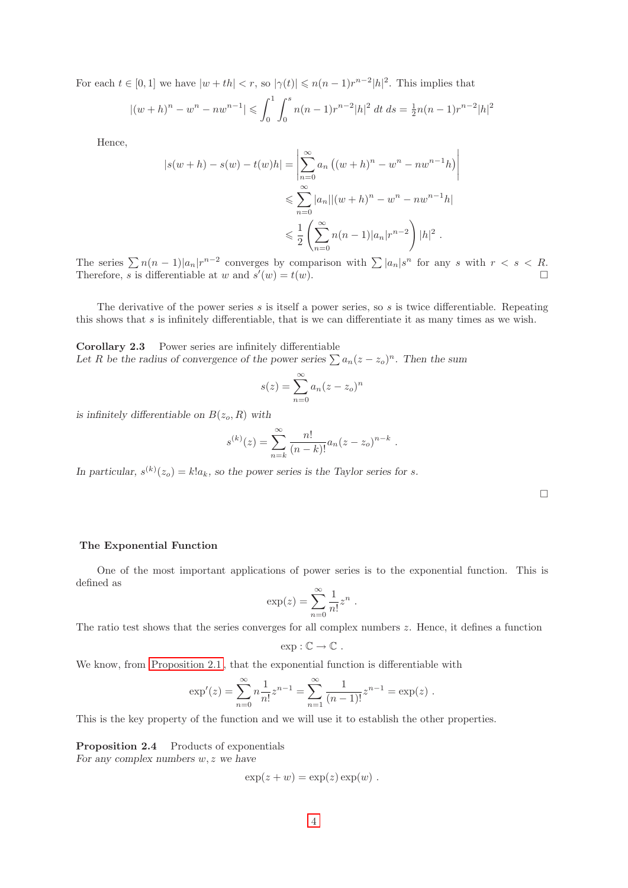For each $t \in [0,1]$ we have $|w + th| < r$, so $|\gamma(t)| \leqslant n(n-1)r^{n-2}|h|^2$. This implies that

$$|(w+h)^n - w^n - nw^{n-1}| \leqslant \int_0^1 \int_0^s n(n-1)r^{n-2}|h|^2 \, dt \, ds = \tfrac{1}{2}n(n-1)r^{n-2}|h|^2$$

Hence,

$$\begin{aligned}
|s(w+h) - s(w) - t(w)h| &= \left| \sum_{n=0}^{\infty} a_n \left( (w+h)^n - w^n - nw^{n-1}h \right) \right| \\
&\leqslant \sum_{n=0}^{\infty} |a_n| |(w+h)^n - w^n - nw^{n-1}h| \\
&\leqslant \frac{1}{2} \left( \sum_{n=0}^{\infty} n(n-1)|a_n| r^{n-2} \right) |h|^2 \ .
\end{aligned}$$

The series $\sum n(n-1)|a_n|r^{n-2}$ converges by comparison with $\sum |a_n|s^n$ for any $s$ with $r < s < R$. Therefore, $s$ is differentiable at $w$ and $s'(w) = t(w)$. □

The derivative of the power series $s$ is itself a power series, so $s$ is twice differentiable. Repeating this shows that $s$ is infinitely differentiable, that is we can differentiate it as many times as we wish.

**Corollary 2.3** Power series are infinitely differentiable
*Let $R$ be the radius of convergence of the power series $\sum a_n(z - z_o)^n$. Then the sum*

$$s(z) = \sum_{n=0}^{\infty} a_n (z - z_o)^n$$

*is infinitely differentiable on $B(z_o, R)$ with*

$$s^{(k)}(z) = \sum_{n=k}^{\infty} \frac{n!}{(n-k)!} a_n (z - z_o)^{n-k} \ .$$

*In particular, $s^{(k)}(z_o) = k!a_k$, so the power series is the Taylor series for $s$.*

□

### The Exponential Function

One of the most important applications of power series is to the exponential function. This is defined as

$$\exp(z) = \sum_{n=0}^{\infty} \frac{1}{n!} z^n \ .$$

The ratio test shows that the series converges for all complex numbers $z$. Hence, it defines a function

$$\exp : \mathbb{C} \to \mathbb{C} \ .$$

We know, from Proposition 2.1, that the exponential function is differentiable with

$$\exp'(z) = \sum_{n=0}^{\infty} n \frac{1}{n!} z^{n-1} = \sum_{n=1}^{\infty} \frac{1}{(n-1)!} z^{n-1} = \exp(z) \ .$$

This is the key property of the function and we will use it to establish the other properties.

**Proposition 2.4** Products of exponentials
*For any complex numbers $w, z$ we have*

$$\exp(z + w) = \exp(z)\exp(w) \ .$$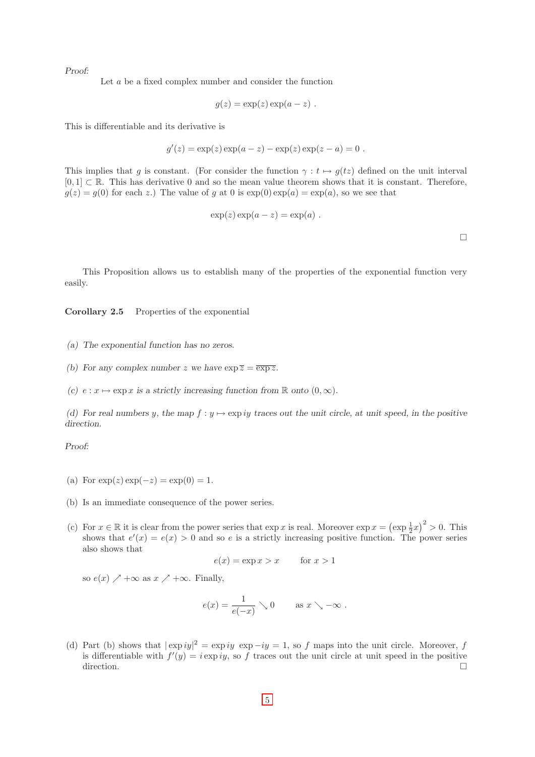*Proof:*

Let $a$ be a fixed complex number and consider the function

$$g(z) = \exp(z)\exp(a - z) \ .$$

This is differentiable and its derivative is

$$g'(z) = \exp(z)\exp(a - z) - \exp(z)\exp(z - a) = 0 \ .$$

This implies that $g$ is constant. (For consider the function $\gamma : t \mapsto g(tz)$ defined on the unit interval $[0, 1] \subset \mathbb{R}$. This has derivative 0 and so the mean value theorem shows that it is constant. Therefore, $g(z) = g(0)$ for each $z$.) The value of $g$ at 0 is $\exp(0)\exp(a) = \exp(a)$, so we see that

$$\exp(z)\exp(a - z) = \exp(a) \ .$$

□

This Proposition allows us to establish many of the properties of the exponential function very easily.

**Corollary 2.5** Properties of the exponential

(a) *The exponential function has no zeros.*

(b) *For any complex number $z$ we have $\exp \overline{z} = \overline{\exp z}$.*

(c) *$e : x \mapsto \exp x$ is a strictly increasing function from $\mathbb{R}$ onto $(0, \infty)$.*

(d) *For real numbers $y$, the map $f : y \mapsto \exp iy$ traces out the unit circle, at unit speed, in the positive direction.*

*Proof:*

(a) For $\exp(z)\exp(-z) = \exp(0) = 1$.

(b) Is an immediate consequence of the power series.

(c) For $x \in \mathbb{R}$ it is clear from the power series that $\exp x$ is real. Moreover $\exp x = \left(\exp \frac{1}{2}x\right)^2 > 0$. This shows that $e'(x) = e(x) > 0$ and so $e$ is a strictly increasing positive function. The power series also shows that

$$e(x) = \exp x > x \qquad \text{for } x > 1$$

so $e(x) \nearrow +\infty$ as $x \nearrow +\infty$. Finally,

$$e(x) = \frac{1}{e(-x)} \searrow 0 \qquad \text{as } x \searrow -\infty \ .$$

(d) Part (b) shows that $|\exp iy|^2 = \exp iy \ \exp -iy = 1$, so $f$ maps into the unit circle. Moreover, $f$ is differentiable with $f'(y) = i \exp iy$, so $f$ traces out the unit circle at unit speed in the positive direction.

□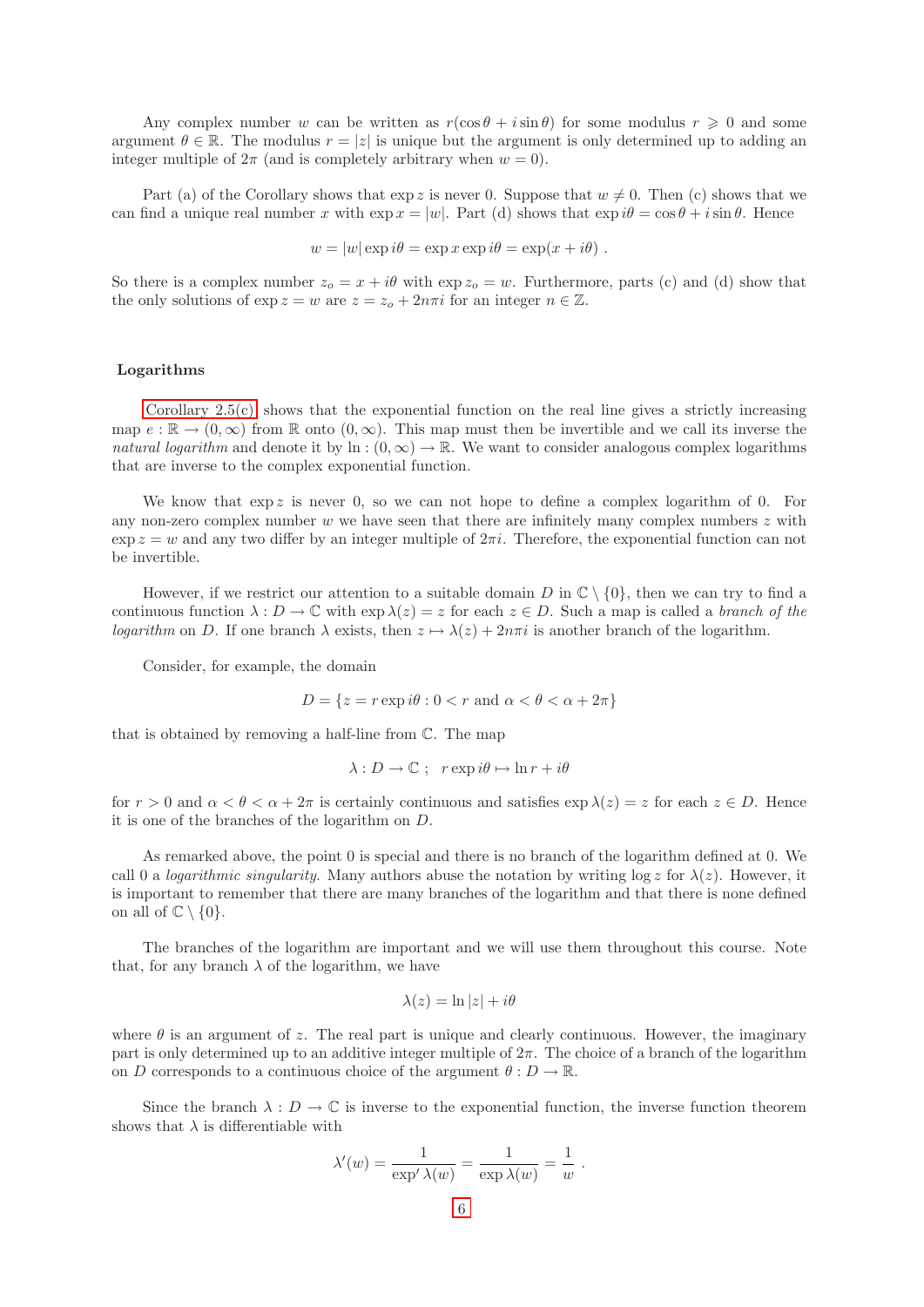Any complex number $w$ can be written as $r(\cos\theta + i\sin\theta)$ for some modulus $r \geqslant 0$ and some argument $\theta \in \mathbb{R}$. The modulus $r = |z|$ is unique but the argument is only determined up to adding an integer multiple of $2\pi$ (and is completely arbitrary when $w = 0$).

Part (a) of the Corollary shows that $\exp z$ is never 0. Suppose that $w \neq 0$. Then (c) shows that we can find a unique real number $x$ with $\exp x = |w|$. Part (d) shows that $\exp i\theta = \cos\theta + i\sin\theta$. Hence

$$w = |w| \exp i\theta = \exp x \exp i\theta = \exp(x + i\theta) \ .$$

So there is a complex number $z_o = x + i\theta$ with $\exp z_o = w$. Furthermore, parts (c) and (d) show that the only solutions of $\exp z = w$ are $z = z_o + 2n\pi i$ for an integer $n \in \mathbb{Z}$.

### Logarithms

Corollary 2.5(c) shows that the exponential function on the real line gives a strictly increasing map $e : \mathbb{R} \to (0, \infty)$ from $\mathbb{R}$ onto $(0, \infty)$. This map must then be invertible and we call its inverse the *natural logarithm* and denote it by $\ln : (0, \infty) \to \mathbb{R}$. We want to consider analogous complex logarithms that are inverse to the complex exponential function.

We know that $\exp z$ is never 0, so we can not hope to define a complex logarithm of 0. For any non-zero complex number $w$ we have seen that there are infinitely many complex numbers $z$ with $\exp z = w$ and any two differ by an integer multiple of $2\pi i$. Therefore, the exponential function can not be invertible.

However, if we restrict our attention to a suitable domain $D$ in $\mathbb{C} \setminus \{0\}$, then we can try to find a continuous function $\lambda : D \to \mathbb{C}$ with $\exp \lambda(z) = z$ for each $z \in D$. Such a map is called a *branch of the logarithm* on $D$. If one branch $\lambda$ exists, then $z \mapsto \lambda(z) + 2n\pi i$ is another branch of the logarithm.

Consider, for example, the domain

$$D = \{z = r\exp i\theta : 0 < r \text{ and } \alpha < \theta < \alpha + 2\pi\}$$

that is obtained by removing a half-line from $\mathbb{C}$. The map

$$\lambda : D \to \mathbb{C} \ ; \quad r\exp i\theta \mapsto \ln r + i\theta$$

for $r > 0$ and $\alpha < \theta < \alpha + 2\pi$ is certainly continuous and satisfies $\exp \lambda(z) = z$ for each $z \in D$. Hence it is one of the branches of the logarithm on $D$.

As remarked above, the point 0 is special and there is no branch of the logarithm defined at 0. We call 0 a *logarithmic singularity*. Many authors abuse the notation by writing $\log z$ for $\lambda(z)$. However, it is important to remember that there are many branches of the logarithm and that there is none defined on all of $\mathbb{C} \setminus \{0\}$.

The branches of the logarithm are important and we will use them throughout this course. Note that, for any branch $\lambda$ of the logarithm, we have

$$\lambda(z) = \ln|z| + i\theta$$

where $\theta$ is an argument of $z$. The real part is unique and clearly continuous. However, the imaginary part is only determined up to an additive integer multiple of $2\pi$. The choice of a branch of the logarithm on $D$ corresponds to a continuous choice of the argument $\theta : D \to \mathbb{R}$.

Since the branch $\lambda : D \to \mathbb{C}$ is inverse to the exponential function, the inverse function theorem shows that $\lambda$ is differentiable with

$$\lambda'(w) = \frac{1}{\exp' \lambda(w)} = \frac{1}{\exp \lambda(w)} = \frac{1}{w} \ .$$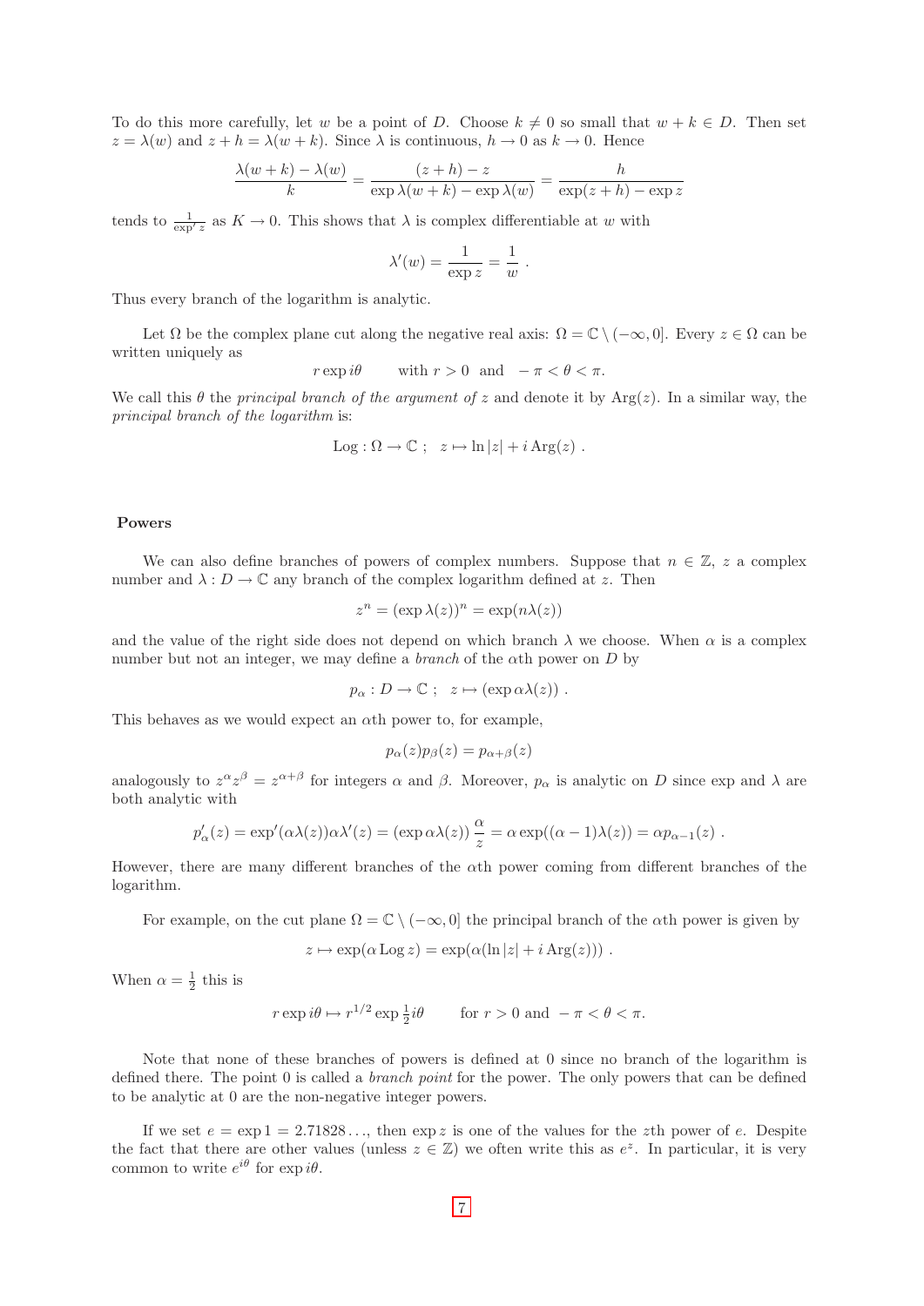To do this more carefully, let $w$ be a point of $D$. Choose $k \neq 0$ so small that $w + k \in D$. Then set $z = \lambda(w)$ and $z + h = \lambda(w + k)$. Since $\lambda$ is continuous, $h \to 0$ as $k \to 0$. Hence

$$\frac{\lambda(w+k) - \lambda(w)}{k} = \frac{(z+h) - z}{\exp \lambda(w+k) - \exp \lambda(w)} = \frac{h}{\exp(z+h) - \exp z}$$

tends to $\frac{1}{\exp' z}$ as $K \to 0$. This shows that $\lambda$ is complex differentiable at $w$ with

$$\lambda'(w) = \frac{1}{\exp z} = \frac{1}{w} \ .$$

Thus every branch of the logarithm is analytic.

Let $\Omega$ be the complex plane cut along the negative real axis: $\Omega = \mathbb{C} \setminus (-\infty, 0]$. Every $z \in \Omega$ can be written uniquely as

$$r \exp i\theta \qquad \text{with } r > 0 \text{ and } -\pi < \theta < \pi.$$

We call this $\theta$ the *principal branch of the argument of* $z$ and denote it by $\text{Arg}(z)$. In a similar way, the *principal branch of the logarithm* is:

$$\text{Log} : \Omega \to \mathbb{C} \ ; \quad z \mapsto \ln|z| + i \, \text{Arg}(z) \ .$$

**Powers**

We can also define branches of powers of complex numbers. Suppose that $n \in \mathbb{Z}$, $z$ a complex number and $\lambda : D \to \mathbb{C}$ any branch of the complex logarithm defined at $z$. Then

$$z^n = (\exp \lambda(z))^n = \exp(n\lambda(z))$$

and the value of the right side does not depend on which branch $\lambda$ we choose. When $\alpha$ is a complex number but not an integer, we may define a *branch* of the $\alpha$th power on $D$ by

$$p_\alpha : D \to \mathbb{C} \ ; \quad z \mapsto (\exp \alpha\lambda(z)) \ .$$

This behaves as we would expect an $\alpha$th power to, for example,

$$p_\alpha(z) p_\beta(z) = p_{\alpha+\beta}(z)$$

analogously to $z^\alpha z^\beta = z^{\alpha+\beta}$ for integers $\alpha$ and $\beta$. Moreover, $p_\alpha$ is analytic on $D$ since exp and $\lambda$ are both analytic with

$$p'_\alpha(z) = \exp'(\alpha\lambda(z))\alpha\lambda'(z) = (\exp \alpha\lambda(z)) \frac{\alpha}{z} = \alpha \exp((\alpha - 1)\lambda(z)) = \alpha p_{\alpha-1}(z) \ .$$

However, there are many different branches of the $\alpha$th power coming from different branches of the logarithm.

For example, on the cut plane $\Omega = \mathbb{C} \setminus (-\infty, 0]$ the principal branch of the $\alpha$th power is given by

$$z \mapsto \exp(\alpha \, \text{Log} \, z) = \exp(\alpha(\ln|z| + i \, \text{Arg}(z))) \ .$$

When $\alpha = \frac{1}{2}$ this is

$$r \exp i\theta \mapsto r^{1/2} \exp \tfrac{1}{2} i\theta \qquad \text{for } r > 0 \text{ and } -\pi < \theta < \pi.$$

Note that none of these branches of powers is defined at 0 since no branch of the logarithm is defined there. The point 0 is called a *branch point* for the power. The only powers that can be defined to be analytic at 0 are the non-negative integer powers.

If we set $e = \exp 1 = 2.71828\ldots$, then $\exp z$ is one of the values for the $z$th power of $e$. Despite the fact that there are other values (unless $z \in \mathbb{Z}$) we often write this as $e^z$. In particular, it is very common to write $e^{i\theta}$ for $\exp i\theta$.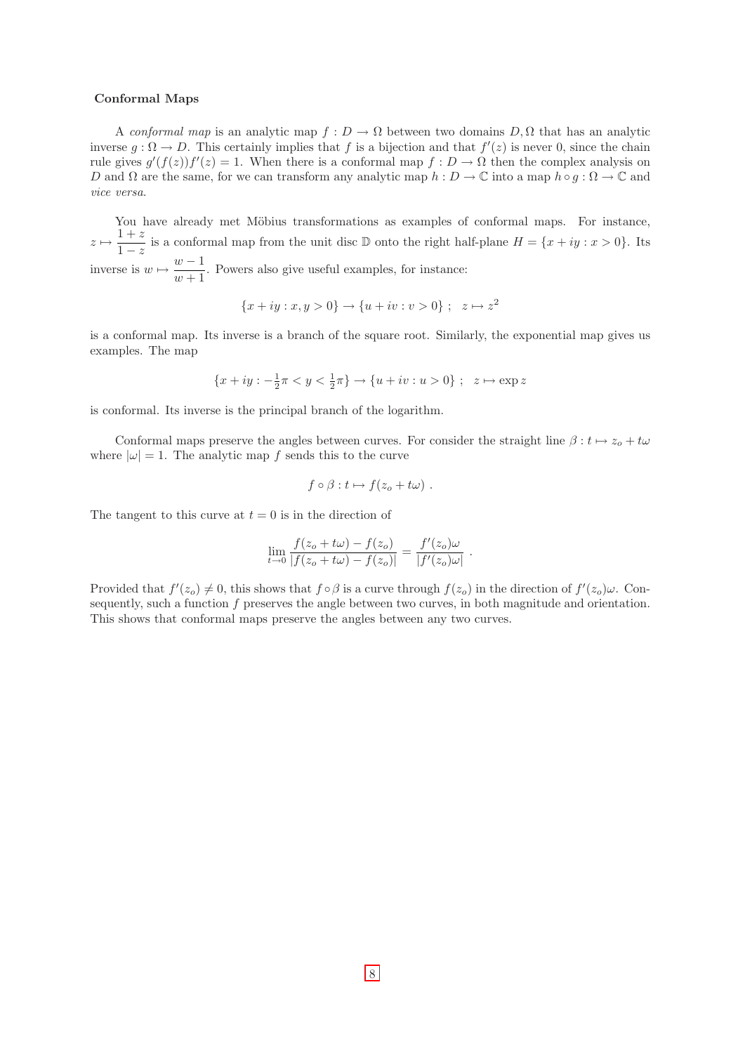**Conformal Maps**

A *conformal map* is an analytic map $f : D \to \Omega$ between two domains $D, \Omega$ that has an analytic inverse $g : \Omega \to D$. This certainly implies that $f$ is a bijection and that $f'(z)$ is never 0, since the chain rule gives $g'(f(z))f'(z) = 1$. When there is a conformal map $f : D \to \Omega$ then the complex analysis on $D$ and $\Omega$ are the same, for we can transform any analytic map $h : D \to \mathbb{C}$ into a map $h \circ g : \Omega \to \mathbb{C}$ and *vice versa*.

You have already met Möbius transformations as examples of conformal maps. For instance, $z \mapsto \dfrac{1+z}{1-z}$ is a conformal map from the unit disc $\mathbb{D}$ onto the right half-plane $H = \{x + iy : x > 0\}$. Its inverse is $w \mapsto \dfrac{w-1}{w+1}$. Powers also give useful examples, for instance:

$$\{x + iy : x, y > 0\} \to \{u + iv : v > 0\} \ ; \quad z \mapsto z^2$$

is a conformal map. Its inverse is a branch of the square root. Similarly, the exponential map gives us examples. The map

$$\{x + iy : -\tfrac{1}{2}\pi < y < \tfrac{1}{2}\pi\} \to \{u + iv : u > 0\} \ ; \quad z \mapsto \exp z$$

is conformal. Its inverse is the principal branch of the logarithm.

Conformal maps preserve the angles between curves. For consider the straight line $\beta : t \mapsto z_o + t\omega$ where $|\omega| = 1$. The analytic map $f$ sends this to the curve

$$f \circ \beta : t \mapsto f(z_o + t\omega) \ .$$

The tangent to this curve at $t = 0$ is in the direction of

$$\lim_{t \to 0} \frac{f(z_o + t\omega) - f(z_o)}{|f(z_o + t\omega) - f(z_o)|} = \frac{f'(z_o)\omega}{|f'(z_o)\omega|} \ .$$

Provided that $f'(z_o) \neq 0$, this shows that $f \circ \beta$ is a curve through $f(z_o)$ in the direction of $f'(z_o)\omega$. Consequently, such a function $f$ preserves the angle between two curves, in both magnitude and orientation. This shows that conformal maps preserve the angles between any two curves.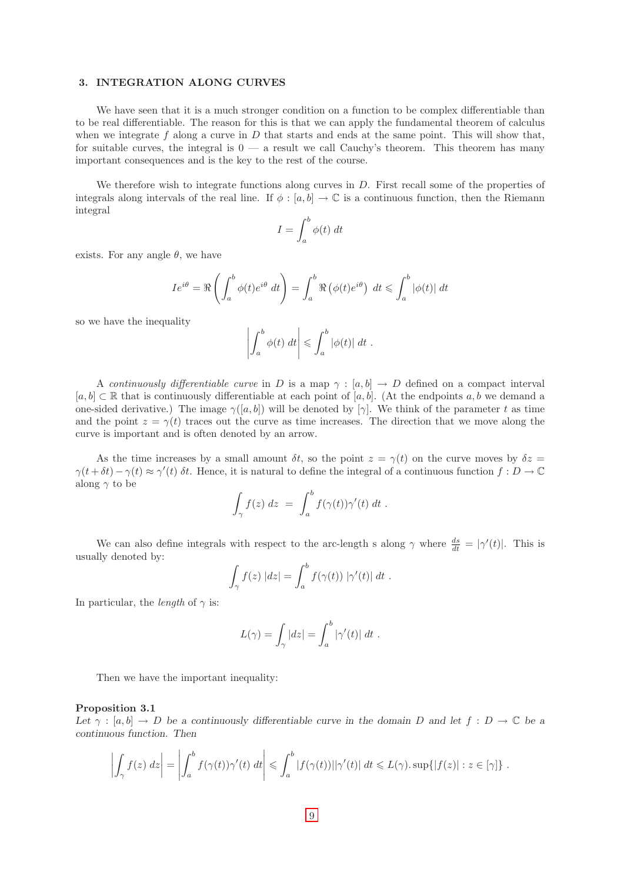## 3. INTEGRATION ALONG CURVES

We have seen that it is a much stronger condition on a function to be complex differentiable than to be real differentiable. The reason for this is that we can apply the fundamental theorem of calculus when we integrate $f$ along a curve in $D$ that starts and ends at the same point. This will show that, for suitable curves, the integral is 0 — a result we call Cauchy's theorem. This theorem has many important consequences and is the key to the rest of the course.

We therefore wish to integrate functions along curves in $D$. First recall some of the properties of integrals along intervals of the real line. If $\phi : [a, b] \to \mathbb{C}$ is a continuous function, then the Riemann integral

$$I = \int_a^b \phi(t)\, dt$$

exists. For any angle $\theta$, we have

$$Ie^{i\theta} = \Re\left(\int_a^b \phi(t)e^{i\theta}\, dt\right) = \int_a^b \Re\left(\phi(t)e^{i\theta}\right)\, dt \leqslant \int_a^b |\phi(t)|\, dt$$

so we have the inequality

$$\left|\int_a^b \phi(t)\, dt\right| \leqslant \int_a^b |\phi(t)|\, dt\ .$$

A *continuously differentiable curve* in $D$ is a map $\gamma : [a, b] \to D$ defined on a compact interval $[a, b] \subset \mathbb{R}$ that is continuously differentiable at each point of $[a, b]$. (At the endpoints $a, b$ we demand a one-sided derivative.) The image $\gamma([a, b])$ will be denoted by $[\gamma]$. We think of the parameter $t$ as time and the point $z = \gamma(t)$ traces out the curve as time increases. The direction that we move along the curve is important and is often denoted by an arrow.

As the time increases by a small amount $\delta t$, so the point $z = \gamma(t)$ on the curve moves by $\delta z = \gamma(t + \delta t) - \gamma(t) \approx \gamma'(t)\, \delta t$. Hence, it is natural to define the integral of a continuous function $f : D \to \mathbb{C}$ along $\gamma$ to be

$$\int_\gamma f(z)\, dz \ = \ \int_a^b f(\gamma(t))\gamma'(t)\, dt\ .$$

We can also define integrals with respect to the arc-length s along $\gamma$ where $\frac{ds}{dt} = |\gamma'(t)|$. This is usually denoted by:

$$\int_\gamma f(z)\, |dz| = \int_a^b f(\gamma(t))\, |\gamma'(t)|\, dt\ .$$

In particular, the *length* of $\gamma$ is:

$$L(\gamma) = \int_\gamma |dz| = \int_a^b |\gamma'(t)|\, dt\ .$$

Then we have the important inequality:

**Proposition 3.1**
*Let $\gamma : [a, b] \to D$ be a continuously differentiable curve in the domain $D$ and let $f : D \to \mathbb{C}$ be a continuous function. Then*

$$\left|\int_\gamma f(z)\, dz\right| = \left|\int_a^b f(\gamma(t))\gamma'(t)\, dt\right| \leqslant \int_a^b |f(\gamma(t))||\gamma'(t)|\, dt \leqslant L(\gamma).\sup\{|f(z)| : z \in [\gamma]\}\ .$$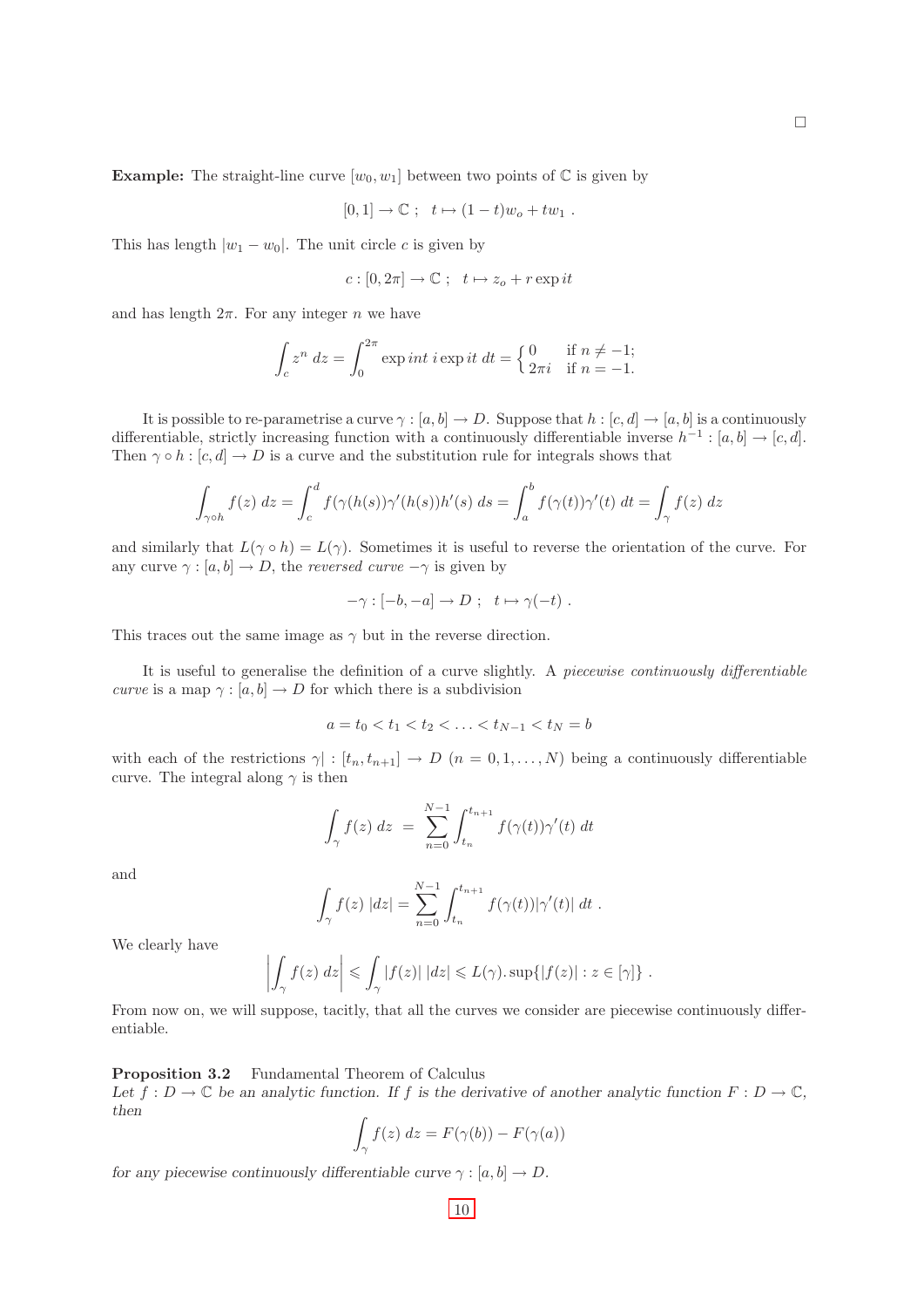□

**Example:** The straight-line curve $[w_0, w_1]$ between two points of $\mathbb{C}$ is given by

$$[0,1] \to \mathbb{C} \; ; \quad t \mapsto (1-t)w_o + tw_1 \; .$$

This has length $|w_1 - w_0|$. The unit circle $c$ is given by

$$c : [0, 2\pi] \to \mathbb{C} \; ; \quad t \mapsto z_o + r \exp it$$

and has length $2\pi$. For any integer $n$ we have

$$\int_c z^n \; dz = \int_0^{2\pi} \exp int \; i \exp it \; dt = \begin{cases} 0 & \text{if } n \neq -1; \\ 2\pi i & \text{if } n = -1. \end{cases}$$

It is possible to re-parametrise a curve $\gamma : [a, b] \to D$. Suppose that $h : [c, d] \to [a, b]$ is a continuously differentiable, strictly increasing function with a continuously differentiable inverse $h^{-1} : [a, b] \to [c, d]$. Then $\gamma \circ h : [c, d] \to D$ is a curve and the substitution rule for integrals shows that

$$\int_{\gamma \circ h} f(z) \; dz = \int_c^d f(\gamma(h(s))\gamma'(h(s))h'(s) \; ds = \int_a^b f(\gamma(t))\gamma'(t) \; dt = \int_\gamma f(z) \; dz$$

and similarly that $L(\gamma \circ h) = L(\gamma)$. Sometimes it is useful to reverse the orientation of the curve. For any curve $\gamma : [a, b] \to D$, the *reversed curve* $-\gamma$ is given by

$$-\gamma : [-b, -a] \to D \; ; \quad t \mapsto \gamma(-t) \; .$$

This traces out the same image as $\gamma$ but in the reverse direction.

It is useful to generalise the definition of a curve slightly. A *piecewise continuously differentiable curve* is a map $\gamma : [a, b] \to D$ for which there is a subdivision

$$a = t_0 < t_1 < t_2 < \ldots < t_{N-1} < t_N = b$$

with each of the restrictions $\gamma| : [t_n, t_{n+1}] \to D$ $(n = 0, 1, \ldots, N)$ being a continuously differentiable curve. The integral along $\gamma$ is then

$$\int_\gamma f(z) \; dz \;\; = \;\; \sum_{n=0}^{N-1} \int_{t_n}^{t_{n+1}} f(\gamma(t))\gamma'(t) \; dt$$

and

$$\int_\gamma f(z) \; |dz| = \sum_{n=0}^{N-1} \int_{t_n}^{t_{n+1}} f(\gamma(t))|\gamma'(t)| \; dt \; .$$

We clearly have

$$\left| \int_\gamma f(z) \; dz \right| \leqslant \int_\gamma |f(z)| \; |dz| \leqslant L(\gamma). \sup\{|f(z)| : z \in [\gamma]\} \; .$$

From now on, we will suppose, tacitly, that all the curves we consider are piecewise continuously differentiable.

**Proposition 3.2** Fundamental Theorem of Calculus
*Let $f : D \to \mathbb{C}$ be an analytic function. If $f$ is the derivative of another analytic function $F : D \to \mathbb{C}$, then*

$$\int_\gamma f(z) \; dz = F(\gamma(b)) - F(\gamma(a))$$

*for any piecewise continuously differentiable curve $\gamma : [a, b] \to D$.*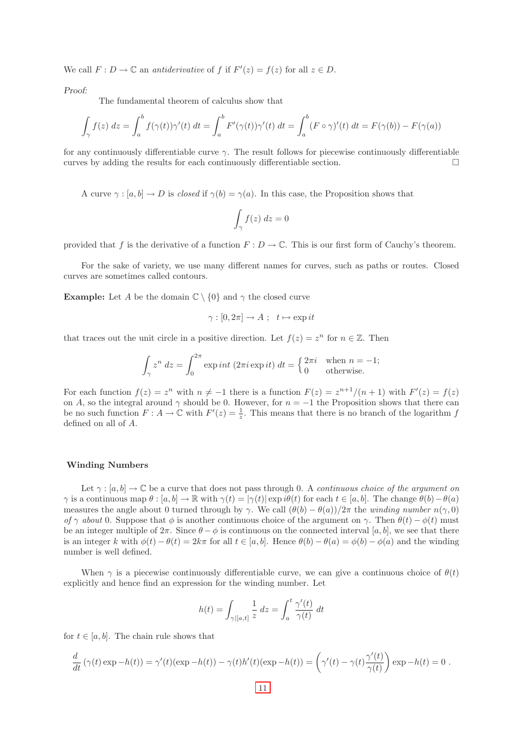We call $F : D \to \mathbb{C}$ an *antiderivative* of $f$ if $F'(z) = f(z)$ for all $z \in D$.

*Proof:*

The fundamental theorem of calculus show that

$$\int_\gamma f(z)\, dz = \int_a^b f(\gamma(t))\gamma'(t)\, dt = \int_a^b F'(\gamma(t))\gamma'(t)\, dt = \int_a^b (F \circ \gamma)'(t)\, dt = F(\gamma(b)) - F(\gamma(a))$$

for any continuously differentiable curve $\gamma$. The result follows for piecewise continuously differentiable curves by adding the results for each continuously differentiable section. $\square$

A curve $\gamma : [a, b] \to D$ is *closed* if $\gamma(b) = \gamma(a)$. In this case, the Proposition shows that

$$\int_\gamma f(z)\, dz = 0$$

provided that $f$ is the derivative of a function $F : D \to \mathbb{C}$. This is our first form of Cauchy's theorem.

For the sake of variety, we use many different names for curves, such as paths or routes. Closed curves are sometimes called contours.

**Example:** Let $A$ be the domain $\mathbb{C} \setminus \{0\}$ and $\gamma$ the closed curve

$$\gamma : [0, 2\pi] \to A \ ; \quad t \mapsto \exp it$$

that traces out the unit circle in a positive direction. Let $f(z) = z^n$ for $n \in \mathbb{Z}$. Then

$$\int_\gamma z^n\, dz = \int_0^{2\pi} \exp int\ (2\pi i \exp it)\, dt = \begin{cases} 2\pi i & \text{when } n = -1; \\ 0 & \text{otherwise.} \end{cases}$$

For each function $f(z) = z^n$ with $n \neq -1$ there is a function $F(z) = z^{n+1}/(n+1)$ with $F'(z) = f(z)$ on $A$, so the integral around $\gamma$ should be 0. However, for $n = -1$ the Proposition shows that there can be no such function $F : A \to \mathbb{C}$ with $F'(z) = \frac{1}{z}$. This means that there is no branch of the logarithm $f$ defined on all of $A$.

### Winding Numbers

Let $\gamma : [a, b] \to \mathbb{C}$ be a curve that does not pass through 0. A *continuous choice of the argument on* $\gamma$ is a continuous map $\theta : [a, b] \to \mathbb{R}$ with $\gamma(t) = |\gamma(t)| \exp i\theta(t)$ for each $t \in [a, b]$. The change $\theta(b) - \theta(a)$ measures the angle about 0 turned through by $\gamma$. We call $(\theta(b) - \theta(a))/2\pi$ the *winding number* $n(\gamma, 0)$ *of* $\gamma$ *about* 0. Suppose that $\phi$ is another continuous choice of the argument on $\gamma$. Then $\theta(t) - \phi(t)$ must be an integer multiple of $2\pi$. Since $\theta - \phi$ is continuous on the connected interval $[a, b]$, we see that there is an integer $k$ with $\phi(t) - \theta(t) = 2k\pi$ for all $t \in [a, b]$. Hence $\theta(b) - \theta(a) = \phi(b) - \phi(a)$ and the winding number is well defined.

When $\gamma$ is a piecewise continuously differentiable curve, we can give a continuous choice of $\theta(t)$ explicitly and hence find an expression for the winding number. Let

$$h(t) = \int_{\gamma|[a,t]} \frac{1}{z}\, dz = \int_a^t \frac{\gamma'(t)}{\gamma(t)}\, dt$$

for $t \in [a, b]$. The chain rule shows that

$$\frac{d}{dt}\left(\gamma(t) \exp -h(t)\right) = \gamma'(t)(\exp -h(t)) - \gamma(t)h'(t)(\exp -h(t)) = \left(\gamma'(t) - \gamma(t)\frac{\gamma'(t)}{\gamma(t)}\right) \exp -h(t) = 0\ .$$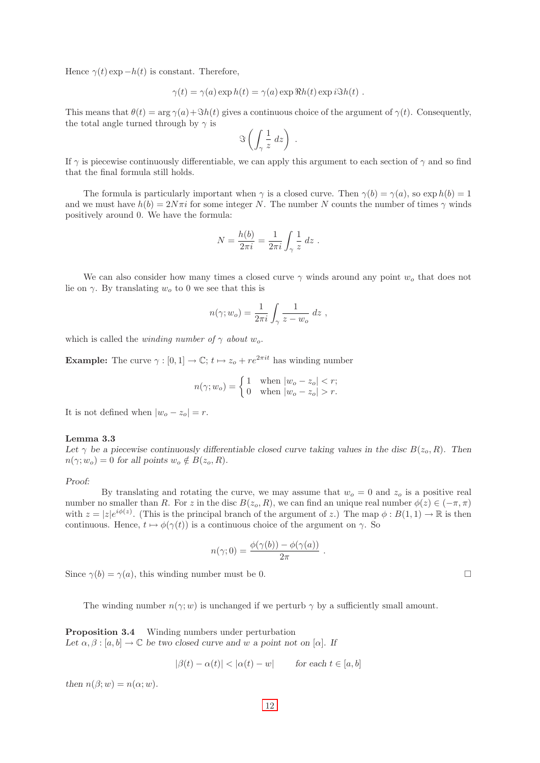Hence $\gamma(t) \exp -h(t)$ is constant. Therefore,

$$\gamma(t) = \gamma(a) \exp h(t) = \gamma(a) \exp \Re h(t) \exp i\Im h(t) \ .$$

This means that $\theta(t) = \arg \gamma(a) + \Im h(t)$ gives a continuous choice of the argument of $\gamma(t)$. Consequently, the total angle turned through by $\gamma$ is

$$\Im \left( \int_\gamma \frac{1}{z} \ dz \right) \ .$$

If $\gamma$ is piecewise continuously differentiable, we can apply this argument to each section of $\gamma$ and so find that the final formula still holds.

The formula is particularly important when $\gamma$ is a closed curve. Then $\gamma(b) = \gamma(a)$, so $\exp h(b) = 1$ and we must have $h(b) = 2N\pi i$ for some integer $N$. The number $N$ counts the number of times $\gamma$ winds positively around 0. We have the formula:

$$N = \frac{h(b)}{2\pi i} = \frac{1}{2\pi i} \int_\gamma \frac{1}{z} \ dz \ .$$

We can also consider how many times a closed curve $\gamma$ winds around any point $w_o$ that does not lie on $\gamma$. By translating $w_o$ to 0 we see that this is

$$n(\gamma; w_o) = \frac{1}{2\pi i} \int_\gamma \frac{1}{z - w_o} \ dz \ ,$$

which is called the *winding number of $\gamma$ about $w_o$*.

**Example:** The curve $\gamma : [0, 1] \to \mathbb{C}$; $t \mapsto z_o + re^{2\pi i t}$ has winding number

$$n(\gamma; w_o) = \begin{cases} 1 & \text{when } |w_o - z_o| < r; \\ 0 & \text{when } |w_o - z_o| > r. \end{cases}$$

It is not defined when $|w_o - z_o| = r$.

**Lemma 3.3**
*Let $\gamma$ be a piecewise continuously differentiable closed curve taking values in the disc $B(z_o, R)$. Then $n(\gamma; w_o) = 0$ for all points $w_o \notin B(z_o, R)$.*

*Proof:*
By translating and rotating the curve, we may assume that $w_o = 0$ and $z_o$ is a positive real number no smaller than $R$. For $z$ in the disc $B(z_o, R)$, we can find an unique real number $\phi(z) \in (-\pi, \pi)$ with $z = |z|e^{i\phi(z)}$. (This is the principal branch of the argument of $z$.) The map $\phi : B(1, 1) \to \mathbb{R}$ is then continuous. Hence, $t \mapsto \phi(\gamma(t))$ is a continuous choice of the argument on $\gamma$. So

$$n(\gamma; 0) = \frac{\phi(\gamma(b)) - \phi(\gamma(a))}{2\pi} \ .$$

Since $\gamma(b) = \gamma(a)$, this winding number must be 0. □

The winding number $n(\gamma; w)$ is unchanged if we perturb $\gamma$ by a sufficiently small amount.

**Proposition 3.4** Winding numbers under perturbation
*Let $\alpha, \beta : [a, b] \to \mathbb{C}$ be two closed curve and $w$ a point not on $[\alpha]$. If*

$$|\beta(t) - \alpha(t)| < |\alpha(t) - w| \qquad \textit{for each } t \in [a, b]$$

*then $n(\beta; w) = n(\alpha; w)$.*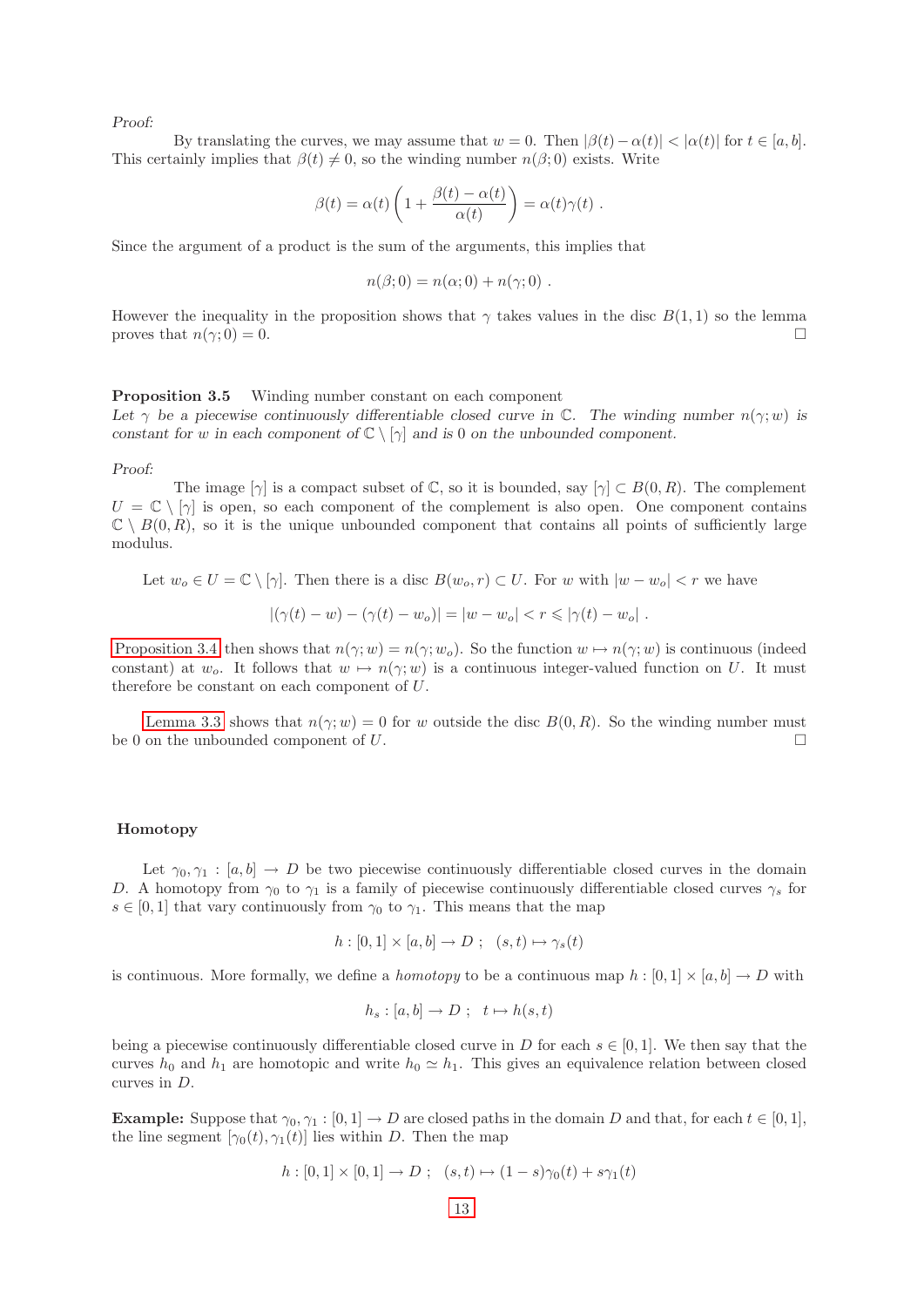*Proof:*

By translating the curves, we may assume that $w = 0$. Then $|\beta(t) - \alpha(t)| < |\alpha(t)|$ for $t \in [a, b]$. This certainly implies that $\beta(t) \neq 0$, so the winding number $n(\beta; 0)$ exists. Write

$$\beta(t) = \alpha(t)\left(1 + \frac{\beta(t) - \alpha(t)}{\alpha(t)}\right) = \alpha(t)\gamma(t) \ .$$

Since the argument of a product is the sum of the arguments, this implies that

$$n(\beta; 0) = n(\alpha; 0) + n(\gamma; 0) \ .$$

However the inequality in the proposition shows that $\gamma$ takes values in the disc $B(1, 1)$ so the lemma proves that $n(\gamma; 0) = 0$. □

**Proposition 3.5** Winding number constant on each component
*Let $\gamma$ be a piecewise continuously differentiable closed curve in $\mathbb{C}$. The winding number $n(\gamma; w)$ is constant for $w$ in each component of $\mathbb{C} \setminus [\gamma]$ and is 0 on the unbounded component.*

*Proof:*

The image $[\gamma]$ is a compact subset of $\mathbb{C}$, so it is bounded, say $[\gamma] \subset B(0, R)$. The complement $U = \mathbb{C} \setminus [\gamma]$ is open, so each component of the complement is also open. One component contains $\mathbb{C} \setminus B(0, R)$, so it is the unique unbounded component that contains all points of sufficiently large modulus.

Let $w_o \in U = \mathbb{C} \setminus [\gamma]$. Then there is a disc $B(w_o, r) \subset U$. For $w$ with $|w - w_o| < r$ we have

$$|(\gamma(t) - w) - (\gamma(t) - w_o)| = |w - w_o| < r \leqslant |\gamma(t) - w_o| \ .$$

Proposition 3.4 then shows that $n(\gamma; w) = n(\gamma; w_o)$. So the function $w \mapsto n(\gamma; w)$ is continuous (indeed constant) at $w_o$. It follows that $w \mapsto n(\gamma; w)$ is a continuous integer-valued function on $U$. It must therefore be constant on each component of $U$.

Lemma 3.3 shows that $n(\gamma; w) = 0$ for $w$ outside the disc $B(0, R)$. So the winding number must be 0 on the unbounded component of $U$. □

## Homotopy

Let $\gamma_0, \gamma_1 : [a, b] \to D$ be two piecewise continuously differentiable closed curves in the domain $D$. A homotopy from $\gamma_0$ to $\gamma_1$ is a family of piecewise continuously differentiable closed curves $\gamma_s$ for $s \in [0, 1]$ that vary continuously from $\gamma_0$ to $\gamma_1$. This means that the map

$$h : [0, 1] \times [a, b] \to D \ ; \quad (s, t) \mapsto \gamma_s(t)$$

is continuous. More formally, we define a *homotopy* to be a continuous map $h : [0, 1] \times [a, b] \to D$ with

$$h_s : [a, b] \to D \ ; \quad t \mapsto h(s, t)$$

being a piecewise continuously differentiable closed curve in $D$ for each $s \in [0, 1]$. We then say that the curves $h_0$ and $h_1$ are homotopic and write $h_0 \simeq h_1$. This gives an equivalence relation between closed curves in $D$.

**Example:** Suppose that $\gamma_0, \gamma_1 : [0, 1] \to D$ are closed paths in the domain $D$ and that, for each $t \in [0, 1]$, the line segment $[\gamma_0(t), \gamma_1(t)]$ lies within $D$. Then the map

$$h : [0, 1] \times [0, 1] \to D \ ; \quad (s, t) \mapsto (1 - s)\gamma_0(t) + s\gamma_1(t)$$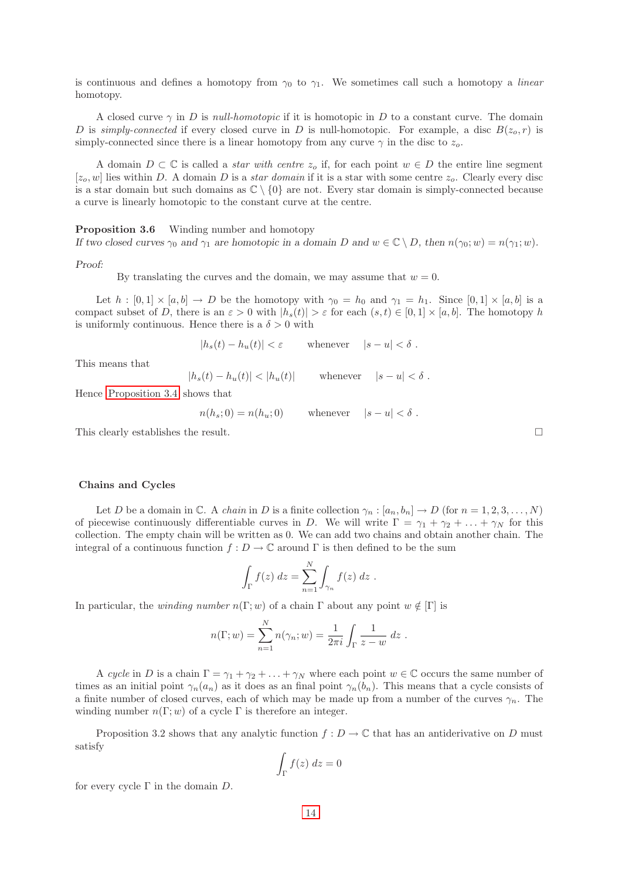is continuous and defines a homotopy from $\gamma_0$ to $\gamma_1$. We sometimes call such a homotopy a *linear* homotopy.

A closed curve $\gamma$ in $D$ is *null-homotopic* if it is homotopic in $D$ to a constant curve. The domain $D$ is *simply-connected* if every closed curve in $D$ is null-homotopic. For example, a disc $B(z_o, r)$ is simply-connected since there is a linear homotopy from any curve $\gamma$ in the disc to $z_o$.

A domain $D \subset \mathbb{C}$ is called a *star with centre* $z_o$ if, for each point $w \in D$ the entire line segment $[z_o, w]$ lies within $D$. A domain $D$ is a *star domain* if it is a star with some centre $z_o$. Clearly every disc is a star domain but such domains as $\mathbb{C} \setminus \{0\}$ are not. Every star domain is simply-connected because a curve is linearly homotopic to the constant curve at the centre.

**Proposition 3.6** Winding number and homotopy
*If two closed curves $\gamma_0$ and $\gamma_1$ are homotopic in a domain $D$ and $w \in \mathbb{C} \setminus D$, then $n(\gamma_0; w) = n(\gamma_1; w)$.*

*Proof:*

By translating the curves and the domain, we may assume that $w = 0$.

Let $h : [0, 1] \times [a, b] \to D$ be the homotopy with $\gamma_0 = h_0$ and $\gamma_1 = h_1$. Since $[0, 1] \times [a, b]$ is a compact subset of $D$, there is an $\varepsilon > 0$ with $|h_s(t)| > \varepsilon$ for each $(s, t) \in [0, 1] \times [a, b]$. The homotopy $h$ is uniformly continuous. Hence there is a $\delta > 0$ with

$$|h_s(t) - h_u(t)| < \varepsilon \qquad \text{whenever} \quad |s - u| < \delta \ .$$

This means that

$$|h_s(t) - h_u(t)| < |h_u(t)| \qquad \text{whenever} \quad |s - u| < \delta \ .$$

Hence Proposition 3.4 shows that

$$n(h_s; 0) = n(h_u; 0) \qquad \text{whenever} \quad |s - u| < \delta \ .$$

This clearly establishes the result. □

## Chains and Cycles

Let $D$ be a domain in $\mathbb{C}$. A *chain* in $D$ is a finite collection $\gamma_n : [a_n, b_n] \to D$ (for $n = 1, 2, 3, \ldots, N$) of piecewise continuously differentiable curves in $D$. We will write $\Gamma = \gamma_1 + \gamma_2 + \ldots + \gamma_N$ for this collection. The empty chain will be written as 0. We can add two chains and obtain another chain. The integral of a continuous function $f : D \to \mathbb{C}$ around $\Gamma$ is then defined to be the sum

$$\int_\Gamma f(z)\, dz = \sum_{n=1}^{N} \int_{\gamma_n} f(z)\, dz \ .$$

In particular, the *winding number* $n(\Gamma; w)$ of a chain $\Gamma$ about any point $w \notin [\Gamma]$ is

$$n(\Gamma; w) = \sum_{n=1}^{N} n(\gamma_n; w) = \frac{1}{2\pi i} \int_\Gamma \frac{1}{z - w}\, dz \ .$$

A *cycle* in $D$ is a chain $\Gamma = \gamma_1 + \gamma_2 + \ldots + \gamma_N$ where each point $w \in \mathbb{C}$ occurs the same number of times as an initial point $\gamma_n(a_n)$ as it does as an final point $\gamma_n(b_n)$. This means that a cycle consists of a finite number of closed curves, each of which may be made up from a number of the curves $\gamma_n$. The winding number $n(\Gamma; w)$ of a cycle $\Gamma$ is therefore an integer.

Proposition 3.2 shows that any analytic function $f : D \to \mathbb{C}$ that has an antiderivative on $D$ must satisfy

$$\int_\Gamma f(z)\, dz = 0$$

for every cycle $\Gamma$ in the domain $D$.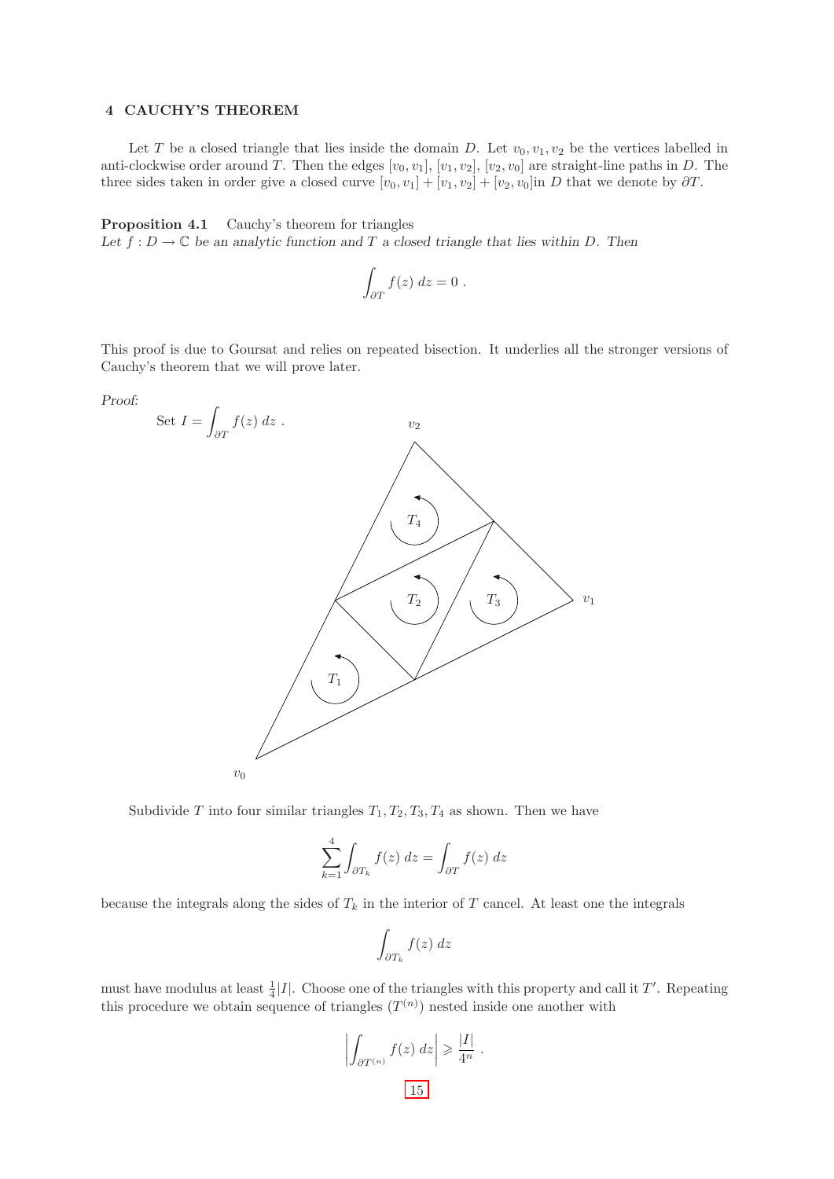## 4 CAUCHY'S THEOREM

Let $T$ be a closed triangle that lies inside the domain $D$. Let $v_0, v_1, v_2$ be the vertices labelled in anti-clockwise order around $T$. Then the edges $[v_0, v_1]$, $[v_1, v_2]$, $[v_2, v_0]$ are straight-line paths in $D$. The three sides taken in order give a closed curve $[v_0, v_1] + [v_1, v_2] + [v_2, v_0]$in $D$ that we denote by $\partial T$.

**Proposition 4.1** Cauchy's theorem for triangles
*Let $f : D \to \mathbb{C}$ be an analytic function and $T$ a closed triangle that lies within $D$. Then*

$$\int_{\partial T} f(z)\, dz = 0 \; .$$

This proof is due to Goursat and relies on repeated bisection. It underlies all the stronger versions of Cauchy's theorem that we will prove later.

*Proof:*

Set $I = \displaystyle\int_{\partial T} f(z)\, dz$ .

Subdivide $T$ into four similar triangles $T_1, T_2, T_3, T_4$ as shown. Then we have

$$\sum_{k=1}^{4} \int_{\partial T_k} f(z)\, dz = \int_{\partial T} f(z)\, dz$$

because the integrals along the sides of $T_k$ in the interior of $T$ cancel. At least one the integrals

$$\int_{\partial T_k} f(z)\, dz$$

must have modulus at least $\frac{1}{4}|I|$. Choose one of the triangles with this property and call it $T'$. Repeating this procedure we obtain sequence of triangles $(T^{(n)})$ nested inside one another with

$$\left| \int_{\partial T^{(n)}} f(z)\, dz \right| \geqslant \frac{|I|}{4^n} \; .$$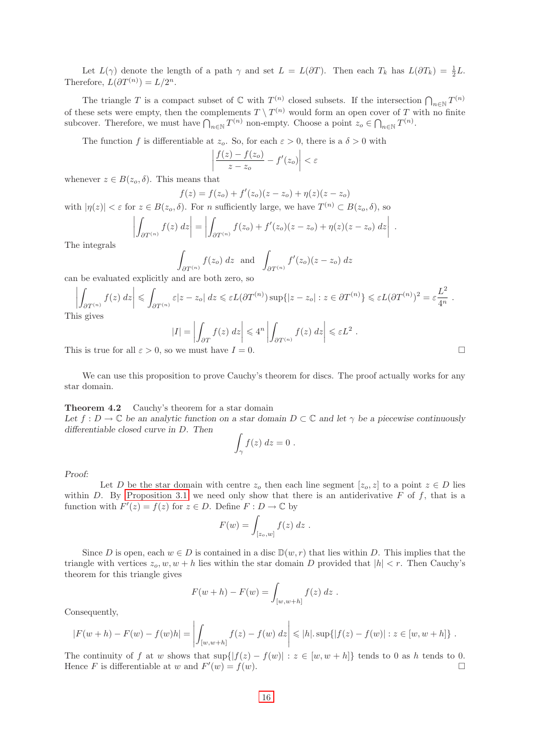Let $L(\gamma)$ denote the length of a path $\gamma$ and set $L = L(\partial T)$. Then each $T_k$ has $L(\partial T_k) = \frac{1}{2}L$. Therefore, $L(\partial T^{(n)}) = L/2^n$.

The triangle $T$ is a compact subset of $\mathbb{C}$ with $T^{(n)}$ closed subsets. If the intersection $\bigcap_{n\in\mathbb{N}} T^{(n)}$ of these sets were empty, then the complements $T \setminus T^{(n)}$ would form an open cover of $T$ with no finite subcover. Therefore, we must have $\bigcap_{n\in\mathbb{N}} T^{(n)}$ non-empty. Choose a point $z_o \in \bigcap_{n\in\mathbb{N}} T^{(n)}$.

The function $f$ is differentiable at $z_o$. So, for each $\varepsilon > 0$, there is a $\delta > 0$ with

$$\left| \frac{f(z) - f(z_o)}{z - z_o} - f'(z_o) \right| < \varepsilon$$

whenever $z \in B(z_o, \delta)$. This means that

$$f(z) = f(z_o) + f'(z_o)(z - z_o) + \eta(z)(z - z_o)$$

with $|\eta(z)| < \varepsilon$ for $z \in B(z_o, \delta)$. For $n$ sufficiently large, we have $T^{(n)} \subset B(z_o, \delta)$, so

$$\left| \int_{\partial T^{(n)}} f(z)\ dz \right| = \left| \int_{\partial T^{(n)}} f(z_o) + f'(z_o)(z - z_o) + \eta(z)(z - z_o)\ dz \right| .$$

The integrals

$$\int_{\partial T^{(n)}} f(z_o)\ dz \ \text{ and } \ \int_{\partial T^{(n)}} f'(z_o)(z - z_o)\ dz$$

can be evaluated explicitly and are both zero, so

$$\left| \int_{\partial T^{(n)}} f(z)\ dz \right| \leqslant \int_{\partial T^{(n)}} \varepsilon |z - z_o|\ dz \leqslant \varepsilon L(\partial T^{(n)}) \sup\{|z - z_o| : z \in \partial T^{(n)}\} \leqslant \varepsilon L(\partial T^{(n)})^2 = \varepsilon \frac{L^2}{4^n} .$$

This gives

$$|I| = \left| \int_{\partial T} f(z)\ dz \right| \leqslant 4^n \left| \int_{\partial T^{(n)}} f(z)\ dz \right| \leqslant \varepsilon L^2 .$$

This is true for all $\varepsilon > 0$, so we must have $I = 0$. □

We can use this proposition to prove Cauchy's theorem for discs. The proof actually works for any star domain.

**Theorem 4.2** Cauchy's theorem for a star domain
*Let $f : D \to \mathbb{C}$ be an analytic function on a star domain $D \subset \mathbb{C}$ and let $\gamma$ be a piecewise continuously differentiable closed curve in $D$. Then*

$$\int_\gamma f(z)\ dz = 0 .$$

*Proof:*
Let $D$ be the star domain with centre $z_o$ then each line segment $[z_o, z]$ to a point $z \in D$ lies within $D$. By Proposition 3.1 we need only show that there is an antiderivative $F$ of $f$, that is a function with $F'(z) = f(z)$ for $z \in D$. Define $F : D \to \mathbb{C}$ by

$$F(w) = \int_{[z_o, w]} f(z)\ dz .$$

Since $D$ is open, each $w \in D$ is contained in a disc $\mathbb{D}(w, r)$ that lies within $D$. This implies that the triangle with vertices $z_o, w, w + h$ lies within the star domain $D$ provided that $|h| < r$. Then Cauchy's theorem for this triangle gives

$$F(w + h) - F(w) = \int_{[w, w+h]} f(z)\ dz .$$

Consequently,

$$|F(w + h) - F(w) - f(w)h| = \left| \int_{[w, w+h]} f(z) - f(w)\ dz \right| \leqslant |h|. \sup\{|f(z) - f(w)| : z \in [w, w + h]\} .$$

The continuity of $f$ at $w$ shows that $\sup\{|f(z) - f(w)| : z \in [w, w + h]\}$ tends to 0 as $h$ tends to 0. Hence $F$ is differentiable at $w$ and $F'(w) = f(w)$. □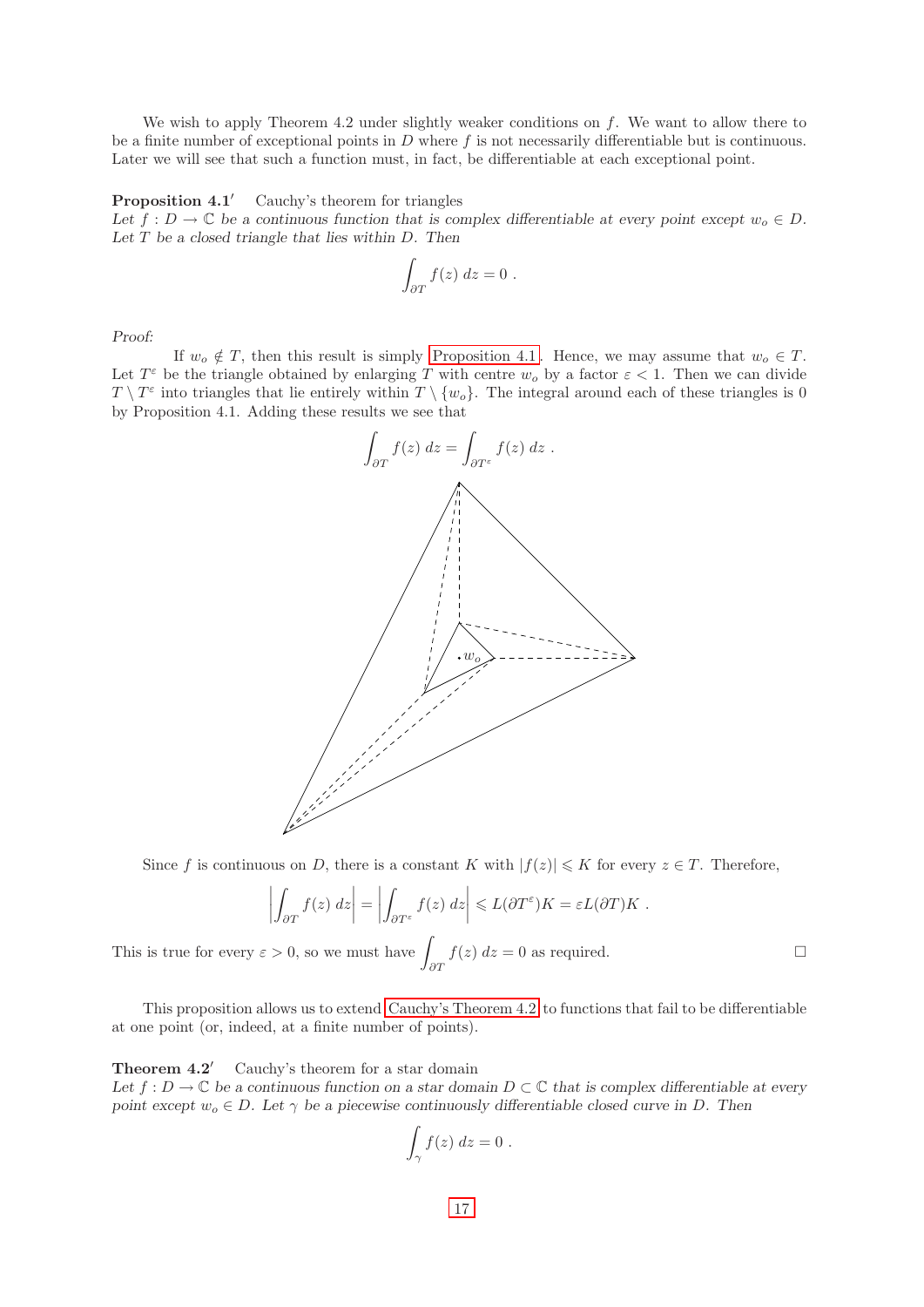We wish to apply Theorem 4.2 under slightly weaker conditions on $f$. We want to allow there to be a finite number of exceptional points in $D$ where $f$ is not necessarily differentiable but is continuous. Later we will see that such a function must, in fact, be differentiable at each exceptional point.

**Proposition 4.1′** Cauchy's theorem for triangles
*Let $f : D \to \mathbb{C}$ be a continuous function that is complex differentiable at every point except $w_o \in D$. Let $T$ be a closed triangle that lies within $D$. Then*

$$\int_{\partial T} f(z)\ dz = 0\ .$$

*Proof:*
If $w_o \notin T$, then this result is simply Proposition 4.1. Hence, we may assume that $w_o \in T$. Let $T^\varepsilon$ be the triangle obtained by enlarging $T$ with centre $w_o$ by a factor $\varepsilon < 1$. Then we can divide $T \setminus T^\varepsilon$ into triangles that lie entirely within $T \setminus \{w_o\}$. The integral around each of these triangles is 0 by Proposition 4.1. Adding these results we see that

$$\int_{\partial T} f(z)\ dz = \int_{\partial T^\varepsilon} f(z)\ dz\ .$$

Since $f$ is continuous on $D$, there is a constant $K$ with $|f(z)| \leqslant K$ for every $z \in T$. Therefore,

$$\left| \int_{\partial T} f(z)\ dz \right| = \left| \int_{\partial T^\varepsilon} f(z)\ dz \right| \leqslant L(\partial T^\varepsilon) K = \varepsilon L(\partial T) K\ .$$

This is true for every $\varepsilon > 0$, so we must have $\displaystyle\int_{\partial T} f(z)\ dz = 0$ as required. □

This proposition allows us to extend Cauchy's Theorem 4.2 to functions that fail to be differentiable at one point (or, indeed, at a finite number of points).

**Theorem 4.2′** Cauchy's theorem for a star domain
*Let $f : D \to \mathbb{C}$ be a continuous function on a star domain $D \subset \mathbb{C}$ that is complex differentiable at every point except $w_o \in D$. Let $\gamma$ be a piecewise continuously differentiable closed curve in $D$. Then*

$$\int_\gamma f(z)\ dz = 0\ .$$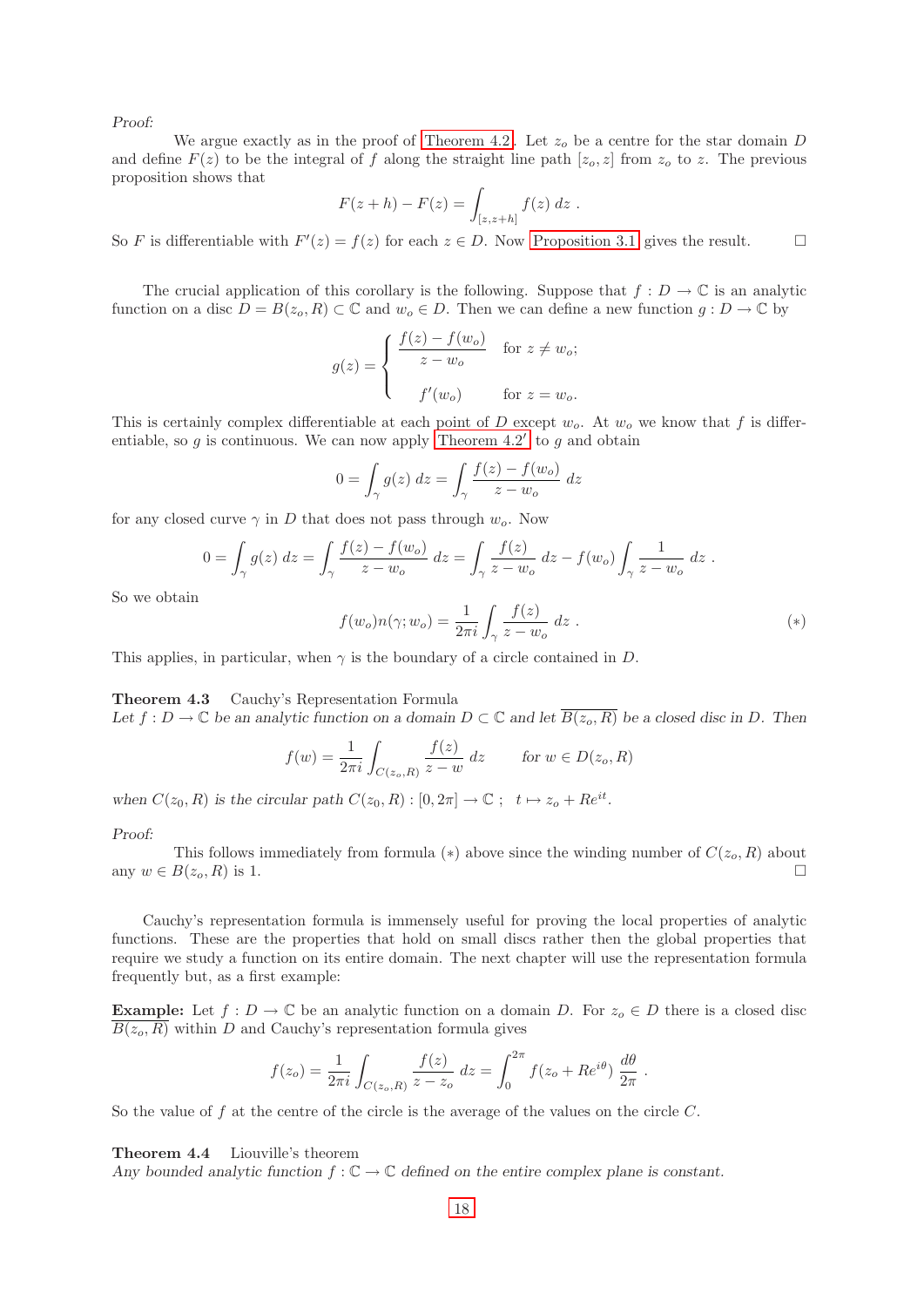*Proof:*

We argue exactly as in the proof of Theorem 4.2. Let $z_o$ be a centre for the star domain $D$ and define $F(z)$ to be the integral of $f$ along the straight line path $[z_o, z]$ from $z_o$ to $z$. The previous proposition shows that

$$F(z+h) - F(z) = \int_{[z,z+h]} f(z)\, dz \ .$$

So $F$ is differentiable with $F'(z) = f(z)$ for each $z \in D$. Now Proposition 3.1 gives the result. □

The crucial application of this corollary is the following. Suppose that $f : D \to \mathbb{C}$ is an analytic function on a disc $D = B(z_o, R) \subset \mathbb{C}$ and $w_o \in D$. Then we can define a new function $g : D \to \mathbb{C}$ by

$$g(z) = \begin{cases} \dfrac{f(z) - f(w_o)}{z - w_o} & \text{for } z \neq w_o; \\[2ex] f'(w_o) & \text{for } z = w_o. \end{cases}$$

This is certainly complex differentiable at each point of $D$ except $w_o$. At $w_o$ we know that $f$ is differentiable, so $g$ is continuous. We can now apply Theorem 4.2$'$ to $g$ and obtain

$$0 = \int_\gamma g(z)\, dz = \int_\gamma \frac{f(z) - f(w_o)}{z - w_o}\, dz$$

for any closed curve $\gamma$ in $D$ that does not pass through $w_o$. Now

$$0 = \int_\gamma g(z)\, dz = \int_\gamma \frac{f(z) - f(w_o)}{z - w_o}\, dz = \int_\gamma \frac{f(z)}{z - w_o}\, dz - f(w_o) \int_\gamma \frac{1}{z - w_o}\, dz \ .$$

So we obtain

$$f(w_o) n(\gamma; w_o) = \frac{1}{2\pi i} \int_\gamma \frac{f(z)}{z - w_o}\, dz \ . \qquad (*)$$

This applies, in particular, when $\gamma$ is the boundary of a circle contained in $D$.

**Theorem 4.3** Cauchy's Representation Formula
*Let $f : D \to \mathbb{C}$ be an analytic function on a domain $D \subset \mathbb{C}$ and let $\overline{B(z_o, R)}$ be a closed disc in $D$. Then*

$$f(w) = \frac{1}{2\pi i} \int_{C(z_o,R)} \frac{f(z)}{z - w}\, dz \qquad \text{for } w \in D(z_o, R)$$

*when $C(z_0, R)$ is the circular path $C(z_0, R) : [0, 2\pi] \to \mathbb{C}$ ; $t \mapsto z_o + Re^{it}$.*

*Proof:*

This follows immediately from formula $(*)$ above since the winding number of $C(z_o, R)$ about any $w \in B(z_o, R)$ is 1. □

Cauchy's representation formula is immensely useful for proving the local properties of analytic functions. These are the properties that hold on small discs rather then the global properties that require we study a function on its entire domain. The next chapter will use the representation formula frequently but, as a first example:

**Example:** Let $f : D \to \mathbb{C}$ be an analytic function on a domain $D$. For $z_o \in D$ there is a closed disc $\overline{B(z_o, R)}$ within $D$ and Cauchy's representation formula gives

$$f(z_o) = \frac{1}{2\pi i} \int_{C(z_o,R)} \frac{f(z)}{z - z_o}\, dz = \int_0^{2\pi} f(z_o + Re^{i\theta})\, \frac{d\theta}{2\pi} \ .$$

So the value of $f$ at the centre of the circle is the average of the values on the circle $C$.

**Theorem 4.4** Liouville's theorem
*Any bounded analytic function $f : \mathbb{C} \to \mathbb{C}$ defined on the entire complex plane is constant.*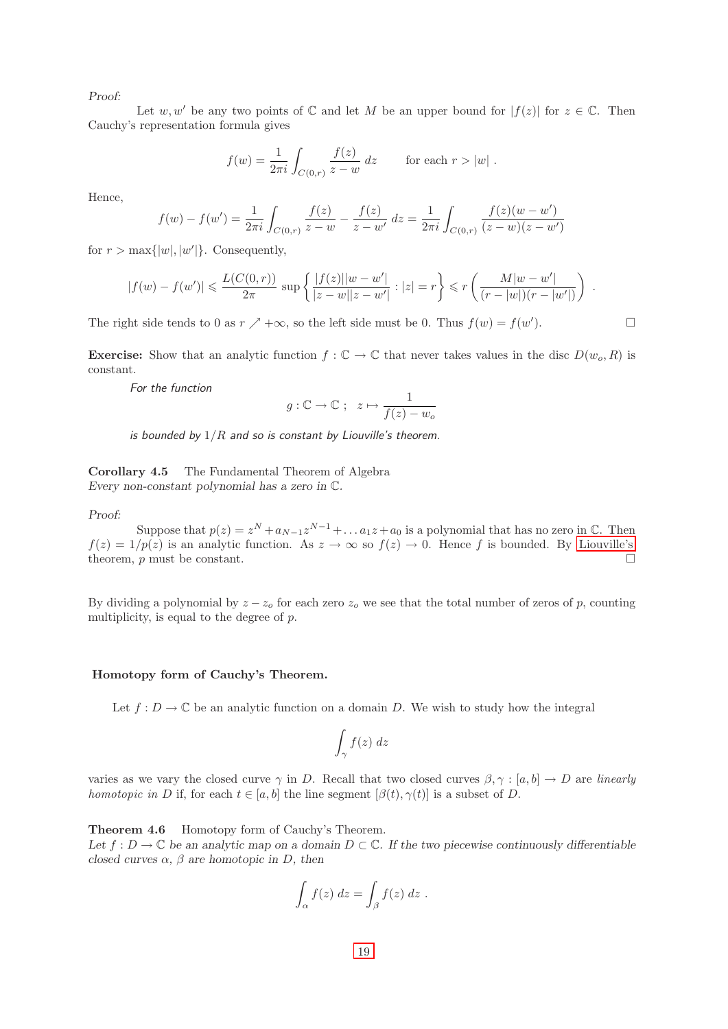*Proof:*

Let $w, w'$ be any two points of $\mathbb{C}$ and let $M$ be an upper bound for $|f(z)|$ for $z \in \mathbb{C}$. Then Cauchy's representation formula gives

$$f(w) = \frac{1}{2\pi i} \int_{C(0,r)} \frac{f(z)}{z - w} \, dz \qquad \text{for each } r > |w| \, .$$

Hence,

$$f(w) - f(w') = \frac{1}{2\pi i} \int_{C(0,r)} \frac{f(z)}{z - w} - \frac{f(z)}{z - w'} \, dz = \frac{1}{2\pi i} \int_{C(0,r)} \frac{f(z)(w - w')}{(z - w)(z - w')}$$

for $r > \max\{|w|, |w'|\}$. Consequently,

$$|f(w) - f(w')| \leqslant \frac{L(C(0,r))}{2\pi} \sup \left\{ \frac{|f(z)||w - w'|}{|z - w||z - w'|} : |z| = r \right\} \leqslant r \left( \frac{M|w - w'|}{(r - |w|)(r - |w'|)} \right) \, .$$

The right side tends to 0 as $r \nearrow +\infty$, so the left side must be 0. Thus $f(w) = f(w')$. $\square$

**Exercise:** Show that an analytic function $f : \mathbb{C} \to \mathbb{C}$ that never takes values in the disc $D(w_o, R)$ is constant.

*For the function*

$$g : \mathbb{C} \to \mathbb{C} \; ; \quad z \mapsto \frac{1}{f(z) - w_o}$$

*is bounded by* $1/R$ *and so is constant by Liouville's theorem.*

**Corollary 4.5** The Fundamental Theorem of Algebra
*Every non-constant polynomial has a zero in* $\mathbb{C}$.

*Proof:*

Suppose that $p(z) = z^N + a_{N-1}z^{N-1} + \ldots a_1 z + a_0$ is a polynomial that has no zero in $\mathbb{C}$. Then $f(z) = 1/p(z)$ is an analytic function. As $z \to \infty$ so $f(z) \to 0$. Hence $f$ is bounded. By Liouville's theorem, $p$ must be constant. $\square$

By dividing a polynomial by $z - z_o$ for each zero $z_o$ we see that the total number of zeros of $p$, counting multiplicity, is equal to the degree of $p$.

**Homotopy form of Cauchy's Theorem.**

Let $f : D \to \mathbb{C}$ be an analytic function on a domain $D$. We wish to study how the integral

$$\int_\gamma f(z) \, dz$$

varies as we vary the closed curve $\gamma$ in $D$. Recall that two closed curves $\beta, \gamma : [a, b] \to D$ are *linearly homotopic in* $D$ if, for each $t \in [a, b]$ the line segment $[\beta(t), \gamma(t)]$ is a subset of $D$.

**Theorem 4.6** Homotopy form of Cauchy's Theorem.
*Let* $f : D \to \mathbb{C}$ *be an analytic map on a domain* $D \subset \mathbb{C}$. *If the two piecewise continuously differentiable closed curves* $\alpha$, $\beta$ *are homotopic in* $D$, *then*

$$\int_\alpha f(z) \, dz = \int_\beta f(z) \, dz \, .$$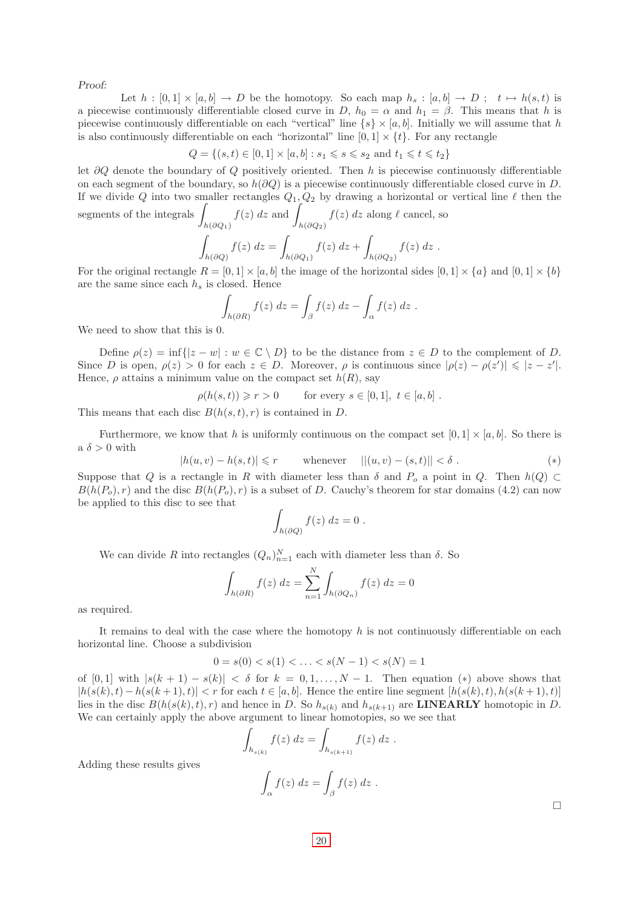*Proof:*

Let $h : [0,1] \times [a,b] \to D$ be the homotopy. So each map $h_s : [a,b] \to D$ ; $t \mapsto h(s,t)$ is a piecewise continuously differentiable closed curve in $D$, $h_0 = \alpha$ and $h_1 = \beta$. This means that $h$ is piecewise continuously differentiable on each "vertical" line $\{s\} \times [a,b]$. Initially we will assume that $h$ is also continuously differentiable on each "horizontal" line $[0,1] \times \{t\}$. For any rectangle

$$Q = \{(s,t) \in [0,1] \times [a,b] : s_1 \leqslant s \leqslant s_2 \text{ and } t_1 \leqslant t \leqslant t_2\}$$

let $\partial Q$ denote the boundary of $Q$ positively oriented. Then $h$ is piecewise continuously differentiable on each segment of the boundary, so $h(\partial Q)$ is a piecewise continuously differentiable closed curve in $D$. If we divide $Q$ into two smaller rectangles $Q_1, Q_2$ by drawing a horizontal or vertical line $\ell$ then the segments of the integrals $\int_{h(\partial Q_1)} f(z)\, dz$ and $\int_{h(\partial Q_2)} f(z)\, dz$ along $\ell$ cancel, so

$$\int_{h(\partial Q)} f(z)\, dz = \int_{h(\partial Q_1)} f(z)\, dz + \int_{h(\partial Q_2)} f(z)\, dz \ .$$

For the original rectangle $R = [0,1] \times [a,b]$ the image of the horizontal sides $[0,1] \times \{a\}$ and $[0,1] \times \{b\}$ are the same since each $h_s$ is closed. Hence

$$\int_{h(\partial R)} f(z)\, dz = \int_{\beta} f(z)\, dz - \int_{\alpha} f(z)\, dz \ .$$

We need to show that this is 0.

Define $\rho(z) = \inf\{|z - w| : w \in \mathbb{C} \setminus D\}$ to be the distance from $z \in D$ to the complement of $D$. Since $D$ is open, $\rho(z) > 0$ for each $z \in D$. Moreover, $\rho$ is continuous since $|\rho(z) - \rho(z')| \leqslant |z - z'|$. Hence, $\rho$ attains a minimum value on the compact set $h(R)$, say

$$\rho(h(s,t)) \geqslant r > 0 \qquad \text{for every } s \in [0,1],\ t \in [a,b] \ .$$

This means that each disc $B(h(s,t), r)$ is contained in $D$.

Furthermore, we know that $h$ is uniformly continuous on the compact set $[0,1] \times [a,b]$. So there is a $\delta > 0$ with

$$|h(u,v) - h(s,t)| \leqslant r \qquad \text{whenever} \qquad ||(u,v) - (s,t)|| < \delta \ . \qquad (*)$$

Suppose that $Q$ is a rectangle in $R$ with diameter less than $\delta$ and $P_o$ a point in $Q$. Then $h(Q) \subset B(h(P_o), r)$ and the disc $B(h(P_o), r)$ is a subset of $D$. Cauchy's theorem for star domains (4.2) can now be applied to this disc to see that

$$\int_{h(\partial Q)} f(z)\, dz = 0 \ .$$

We can divide $R$ into rectangles $(Q_n)_{n=1}^{N}$ each with diameter less than $\delta$. So

$$\int_{h(\partial R)} f(z)\, dz = \sum_{n=1}^{N} \int_{h(\partial Q_n)} f(z)\, dz = 0$$

as required.

It remains to deal with the case where the homotopy $h$ is not continuously differentiable on each horizontal line. Choose a subdivision

$$0 = s(0) < s(1) < \ldots < s(N-1) < s(N) = 1$$

of $[0,1]$ with $|s(k+1) - s(k)| < \delta$ for $k = 0, 1, \ldots, N-1$. Then equation $(*)$ above shows that $|h(s(k), t) - h(s(k+1), t)| < r$ for each $t \in [a,b]$. Hence the entire line segment $[h(s(k), t), h(s(k+1), t)]$ lies in the disc $B(h(s(k), t), r)$ and hence in $D$. So $h_{s(k)}$ and $h_{s(k+1)}$ are **LINEARLY** homotopic in $D$. We can certainly apply the above argument to linear homotopies, so we see that

$$\int_{h_{s(k)}} f(z)\, dz = \int_{h_{s(k+1)}} f(z)\, dz \ .$$

Adding these results gives

$$\int_{\alpha} f(z)\, dz = \int_{\beta} f(z)\, dz \ .$$

□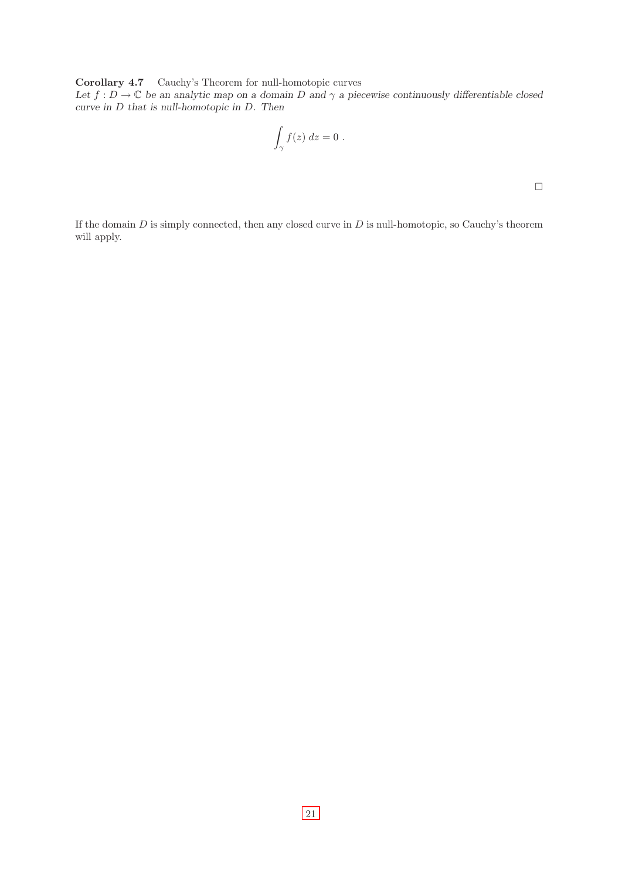**Corollary 4.7** Cauchy's Theorem for null-homotopic curves
*Let $f : D \to \mathbb{C}$ be an analytic map on a domain $D$ and $\gamma$ a piecewise continuously differentiable closed curve in $D$ that is null-homotopic in $D$. Then*

$$\int_\gamma f(z)\, dz = 0\ .$$

□

If the domain $D$ is simply connected, then any closed curve in $D$ is null-homotopic, so Cauchy's theorem will apply.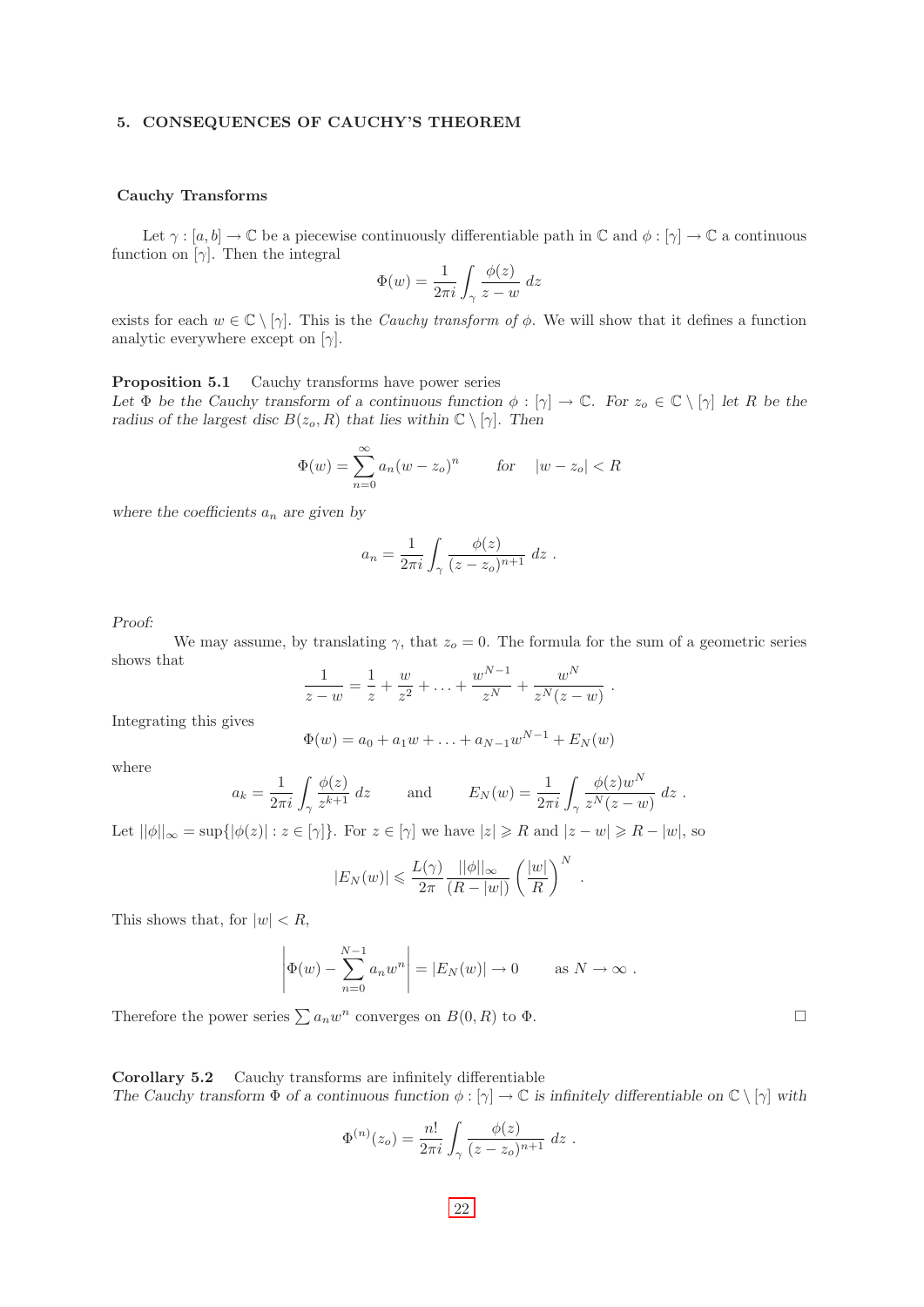## 5. CONSEQUENCES OF CAUCHY'S THEOREM

### Cauchy Transforms

Let $\gamma : [a,b] \to \mathbb{C}$ be a piecewise continuously differentiable path in $\mathbb{C}$ and $\phi : [\gamma] \to \mathbb{C}$ a continuous function on $[\gamma]$. Then the integral

$$\Phi(w) = \frac{1}{2\pi i} \int_\gamma \frac{\phi(z)}{z - w} \, dz$$

exists for each $w \in \mathbb{C} \setminus [\gamma]$. This is the *Cauchy transform of* $\phi$. We will show that it defines a function analytic everywhere except on $[\gamma]$.

**Proposition 5.1** Cauchy transforms have power series
*Let $\Phi$ be the Cauchy transform of a continuous function $\phi : [\gamma] \to \mathbb{C}$. For $z_o \in \mathbb{C} \setminus [\gamma]$ let $R$ be the radius of the largest disc $B(z_o, R)$ that lies within $\mathbb{C} \setminus [\gamma]$. Then*

$$\Phi(w) = \sum_{n=0}^{\infty} a_n (w - z_o)^n \qquad \text{for} \quad |w - z_o| < R$$

*where the coefficients $a_n$ are given by*

$$a_n = \frac{1}{2\pi i} \int_\gamma \frac{\phi(z)}{(z - z_o)^{n+1}} \, dz \ .$$

*Proof:*

We may assume, by translating $\gamma$, that $z_o = 0$. The formula for the sum of a geometric series shows that

$$\frac{1}{z - w} = \frac{1}{z} + \frac{w}{z^2} + \ldots + \frac{w^{N-1}}{z^N} + \frac{w^N}{z^N(z - w)} \ .$$

Integrating this gives

$$\Phi(w) = a_0 + a_1 w + \ldots + a_{N-1} w^{N-1} + E_N(w)$$

where

$$a_k = \frac{1}{2\pi i} \int_\gamma \frac{\phi(z)}{z^{k+1}} \, dz \qquad \text{and} \qquad E_N(w) = \frac{1}{2\pi i} \int_\gamma \frac{\phi(z) w^N}{z^N(z - w)} \, dz \ .$$

Let $||\phi||_\infty = \sup\{|\phi(z)| : z \in [\gamma]\}$. For $z \in [\gamma]$ we have $|z| \geqslant R$ and $|z - w| \geqslant R - |w|$, so

$$|E_N(w)| \leqslant \frac{L(\gamma)}{2\pi} \frac{||\phi||_\infty}{(R - |w|)} \left( \frac{|w|}{R} \right)^N \ .$$

This shows that, for $|w| < R$,

$$\left| \Phi(w) - \sum_{n=0}^{N-1} a_n w^n \right| = |E_N(w)| \to 0 \qquad \text{as } N \to \infty \ .$$

Therefore the power series $\sum a_n w^n$ converges on $B(0, R)$ to $\Phi$. $\square$

**Corollary 5.2** Cauchy transforms are infinitely differentiable
*The Cauchy transform $\Phi$ of a continuous function $\phi : [\gamma] \to \mathbb{C}$ is infinitely differentiable on $\mathbb{C} \setminus [\gamma]$ with*

$$\Phi^{(n)}(z_o) = \frac{n!}{2\pi i} \int_\gamma \frac{\phi(z)}{(z - z_o)^{n+1}} \, dz \ .$$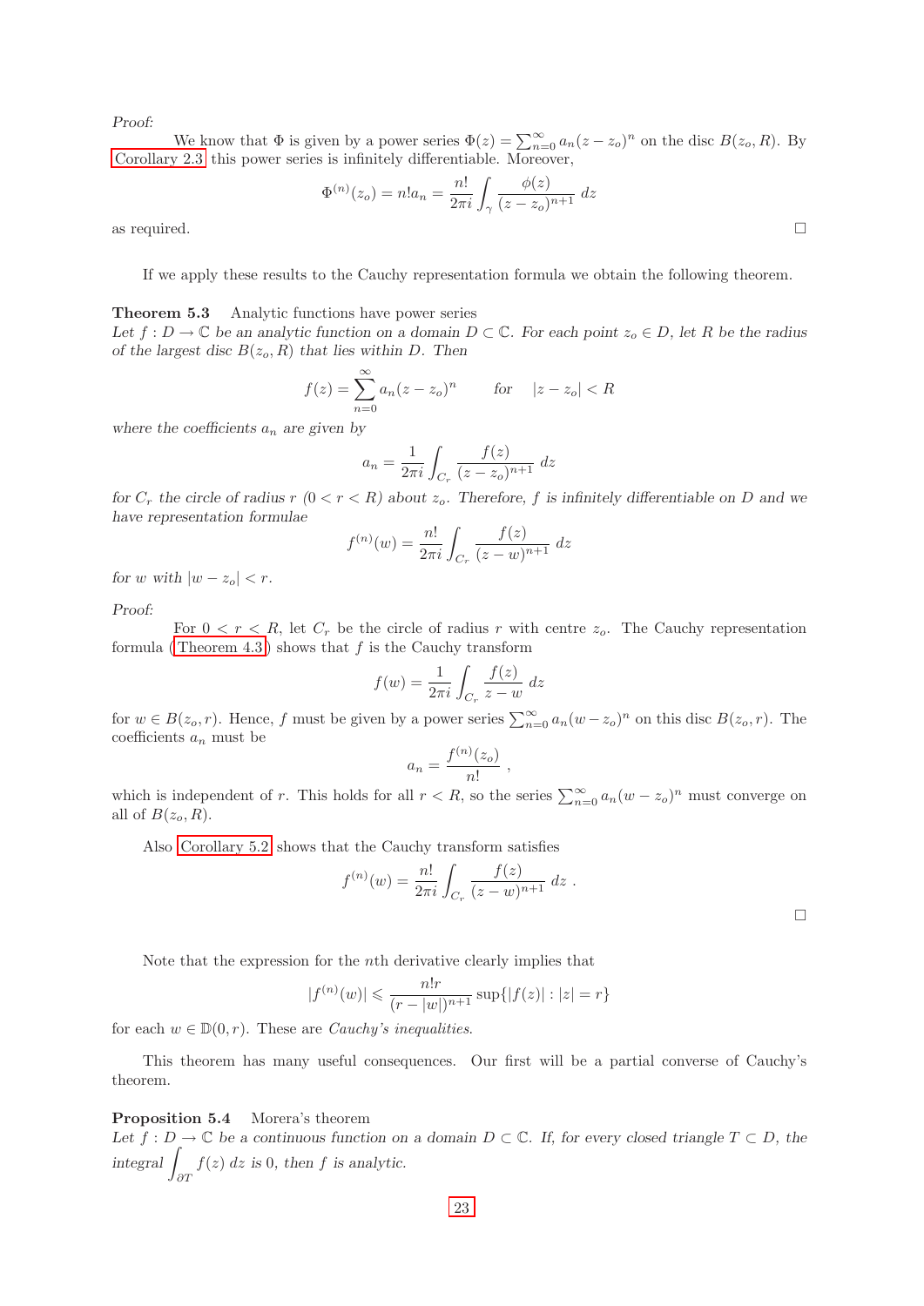*Proof:*

We know that $\Phi$ is given by a power series $\Phi(z) = \sum_{n=0}^{\infty} a_n(z - z_o)^n$ on the disc $B(z_o, R)$. By Corollary 2.3 this power series is infinitely differentiable. Moreover,

$$\Phi^{(n)}(z_o) = n!a_n = \frac{n!}{2\pi i}\int_{\gamma} \frac{\phi(z)}{(z - z_o)^{n+1}}\, dz$$

as required. □

If we apply these results to the Cauchy representation formula we obtain the following theorem.

**Theorem 5.3** Analytic functions have power series
*Let $f : D \to \mathbb{C}$ be an analytic function on a domain $D \subset \mathbb{C}$. For each point $z_o \in D$, let $R$ be the radius of the largest disc $B(z_o, R)$ that lies within $D$. Then*

$$f(z) = \sum_{n=0}^{\infty} a_n(z - z_o)^n \qquad \text{for} \quad |z - z_o| < R$$

*where the coefficients $a_n$ are given by*

$$a_n = \frac{1}{2\pi i}\int_{C_r} \frac{f(z)}{(z - z_o)^{n+1}}\, dz$$

*for $C_r$ the circle of radius $r$ $(0 < r < R)$ about $z_o$. Therefore, $f$ is infinitely differentiable on $D$ and we have representation formulae*

$$f^{(n)}(w) = \frac{n!}{2\pi i}\int_{C_r} \frac{f(z)}{(z - w)^{n+1}}\, dz$$

*for $w$ with $|w - z_o| < r$.*

*Proof:*

For $0 < r < R$, let $C_r$ be the circle of radius $r$ with centre $z_o$. The Cauchy representation formula (Theorem 4.3) shows that $f$ is the Cauchy transform

$$f(w) = \frac{1}{2\pi i}\int_{C_r} \frac{f(z)}{z - w}\, dz$$

for $w \in B(z_o, r)$. Hence, $f$ must be given by a power series $\sum_{n=0}^{\infty} a_n(w - z_o)^n$ on this disc $B(z_o, r)$. The coefficients $a_n$ must be

$$a_n = \frac{f^{(n)}(z_o)}{n!}\ ,$$

which is independent of $r$. This holds for all $r < R$, so the series $\sum_{n=0}^{\infty} a_n(w - z_o)^n$ must converge on all of $B(z_o, R)$.

Also Corollary 5.2 shows that the Cauchy transform satisfies

$$f^{(n)}(w) = \frac{n!}{2\pi i}\int_{C_r} \frac{f(z)}{(z - w)^{n+1}}\, dz\ .$$

□

Note that the expression for the $n$th derivative clearly implies that

$$|f^{(n)}(w)| \leqslant \frac{n!r}{(r - |w|)^{n+1}} \sup\{|f(z)| : |z| = r\}$$

for each $w \in \mathbb{D}(0, r)$. These are *Cauchy's inequalities*.

This theorem has many useful consequences. Our first will be a partial converse of Cauchy's theorem.

**Proposition 5.4** Morera's theorem
*Let $f : D \to \mathbb{C}$ be a continuous function on a domain $D \subset \mathbb{C}$. If, for every closed triangle $T \subset D$, the integral $\int_{\partial T} f(z)\, dz$ is 0, then $f$ is analytic.*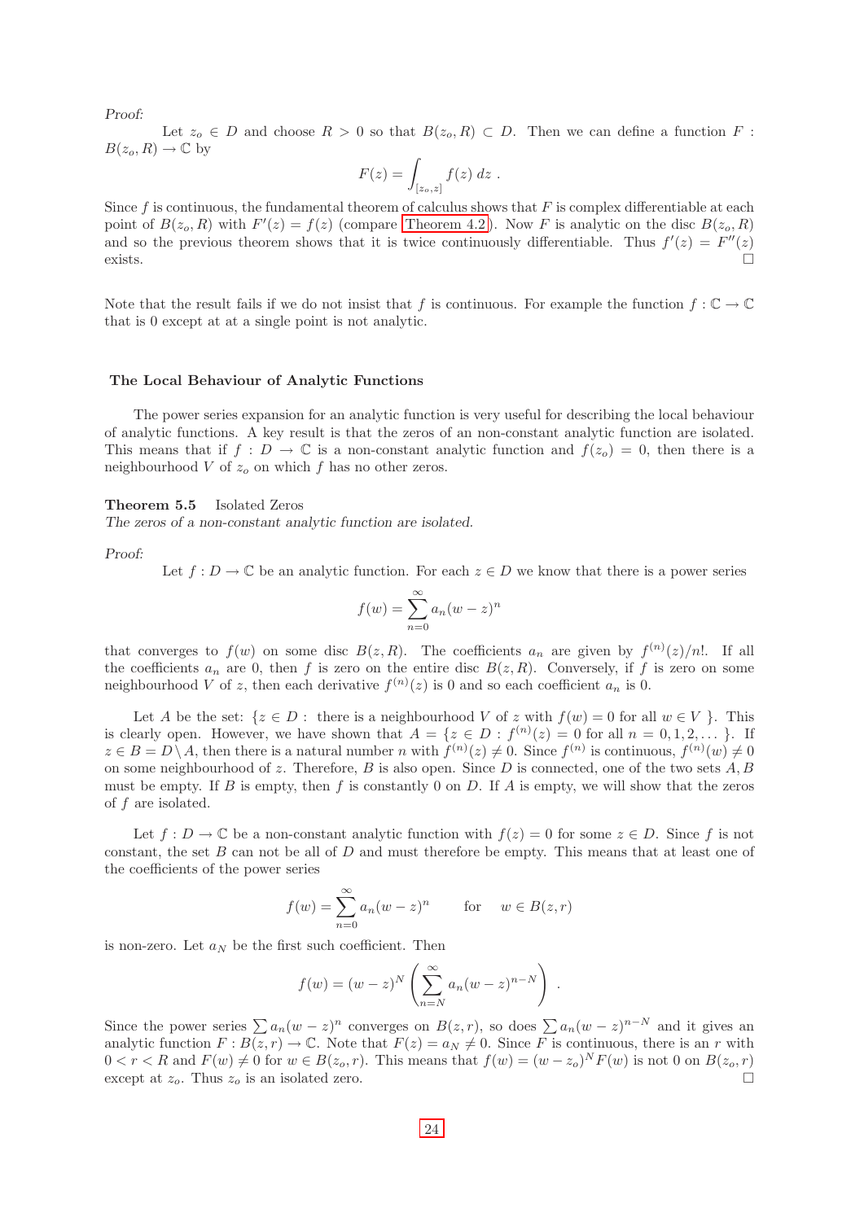*Proof:*

Let $z_o \in D$ and choose $R > 0$ so that $B(z_o, R) \subset D$. Then we can define a function $F : B(z_o, R) \to \mathbb{C}$ by

$$F(z) = \int_{[z_o,z]} f(z)\, dz \ .$$

Since $f$ is continuous, the fundamental theorem of calculus shows that $F$ is complex differentiable at each point of $B(z_o, R)$ with $F'(z) = f(z)$ (compare Theorem 4.2). Now $F$ is analytic on the disc $B(z_o, R)$ and so the previous theorem shows that it is twice continuously differentiable. Thus $f'(z) = F''(z)$ exists. □

Note that the result fails if we do not insist that $f$ is continuous. For example the function $f : \mathbb{C} \to \mathbb{C}$ that is 0 except at at a single point is not analytic.

### The Local Behaviour of Analytic Functions

The power series expansion for an analytic function is very useful for describing the local behaviour of analytic functions. A key result is that the zeros of an non-constant analytic function are isolated. This means that if $f : D \to \mathbb{C}$ is a non-constant analytic function and $f(z_o) = 0$, then there is a neighbourhood $V$ of $z_o$ on which $f$ has no other zeros.

**Theorem 5.5** Isolated Zeros
*The zeros of a non-constant analytic function are isolated.*

*Proof:*

Let $f : D \to \mathbb{C}$ be an analytic function. For each $z \in D$ we know that there is a power series

$$f(w) = \sum_{n=0}^{\infty} a_n (w - z)^n$$

that converges to $f(w)$ on some disc $B(z, R)$. The coefficients $a_n$ are given by $f^{(n)}(z)/n!$. If all the coefficients $a_n$ are 0, then $f$ is zero on the entire disc $B(z, R)$. Conversely, if $f$ is zero on some neighbourhood $V$ of $z$, then each derivative $f^{(n)}(z)$ is 0 and so each coefficient $a_n$ is 0.

Let $A$ be the set: $\{z \in D :$ there is a neighbourhood $V$ of $z$ with $f(w) = 0$ for all $w \in V\ \}$. This is clearly open. However, we have shown that $A = \{z \in D : f^{(n)}(z) = 0$ for all $n = 0, 1, 2, \dots\ \}$. If $z \in B = D \setminus A$, then there is a natural number $n$ with $f^{(n)}(z) \neq 0$. Since $f^{(n)}$ is continuous, $f^{(n)}(w) \neq 0$ on some neighbourhood of $z$. Therefore, $B$ is also open. Since $D$ is connected, one of the two sets $A, B$ must be empty. If $B$ is empty, then $f$ is constantly 0 on $D$. If $A$ is empty, we will show that the zeros of $f$ are isolated.

Let $f : D \to \mathbb{C}$ be a non-constant analytic function with $f(z) = 0$ for some $z \in D$. Since $f$ is not constant, the set $B$ can not be all of $D$ and must therefore be empty. This means that at least one of the coefficients of the power series

$$f(w) = \sum_{n=0}^{\infty} a_n (w - z)^n \qquad \text{for} \quad w \in B(z, r)$$

is non-zero. Let $a_N$ be the first such coefficient. Then

$$f(w) = (w - z)^N \left( \sum_{n=N}^{\infty} a_n (w - z)^{n-N} \right) \ .$$

Since the power series $\sum a_n (w - z)^n$ converges on $B(z, r)$, so does $\sum a_n (w - z)^{n-N}$ and it gives an analytic function $F : B(z, r) \to \mathbb{C}$. Note that $F(z) = a_N \neq 0$. Since $F$ is continuous, there is an $r$ with $0 < r < R$ and $F(w) \neq 0$ for $w \in B(z_o, r)$. This means that $f(w) = (w - z_o)^N F(w)$ is not 0 on $B(z_o, r)$ except at $z_o$. Thus $z_o$ is an isolated zero. □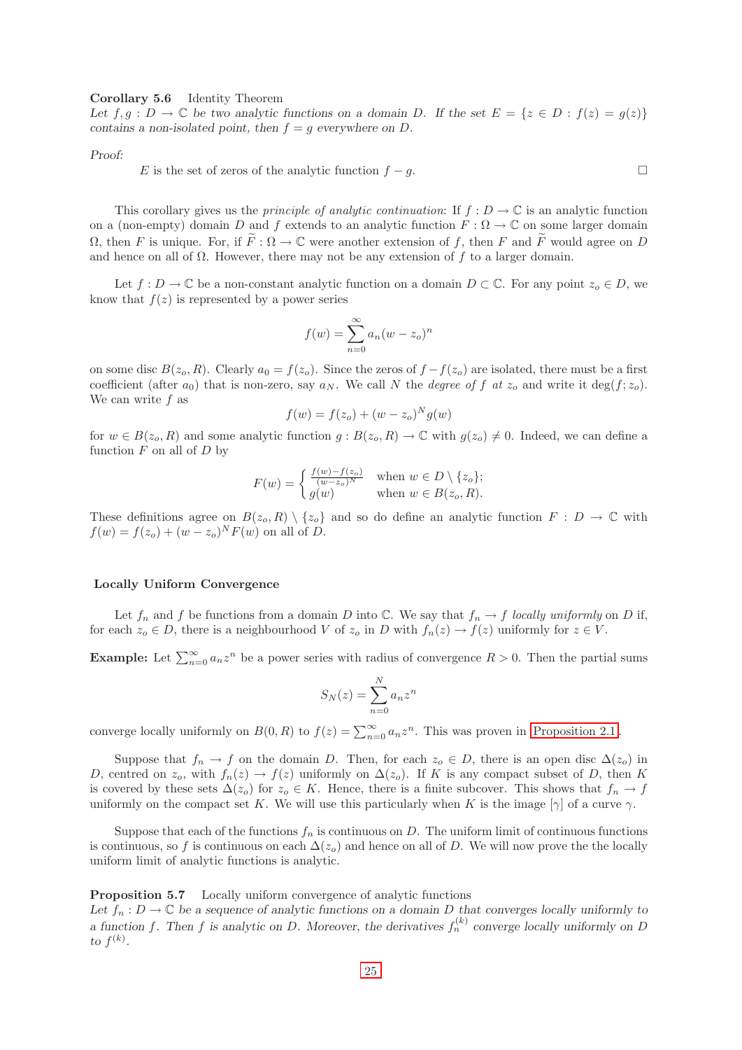**Corollary 5.6** Identity Theorem
*Let $f, g : D \to \mathbb{C}$ be two analytic functions on a domain $D$. If the set $E = \{z \in D : f(z) = g(z)\}$ contains a non-isolated point, then $f = g$ everywhere on $D$.*

*Proof:*

$E$ is the set of zeros of the analytic function $f - g$. $\square$

This corollary gives us the *principle of analytic continuation*: If $f : D \to \mathbb{C}$ is an analytic function on a (non-empty) domain $D$ and $f$ extends to an analytic function $F : \Omega \to \mathbb{C}$ on some larger domain $\Omega$, then $F$ is unique. For, if $\widetilde{F} : \Omega \to \mathbb{C}$ were another extension of $f$, then $F$ and $\widetilde{F}$ would agree on $D$ and hence on all of $\Omega$. However, there may not be any extension of $f$ to a larger domain.

Let $f : D \to \mathbb{C}$ be a non-constant analytic function on a domain $D \subset \mathbb{C}$. For any point $z_o \in D$, we know that $f(z)$ is represented by a power series

$$f(w) = \sum_{n=0}^{\infty} a_n (w - z_o)^n$$

on some disc $B(z_o, R)$. Clearly $a_0 = f(z_o)$. Since the zeros of $f - f(z_o)$ are isolated, there must be a first coefficient (after $a_0$) that is non-zero, say $a_N$. We call $N$ the *degree of $f$ at $z_o$* and write it $\deg(f; z_o)$. We can write $f$ as

$$f(w) = f(z_o) + (w - z_o)^N g(w)$$

for $w \in B(z_o, R)$ and some analytic function $g : B(z_o, R) \to \mathbb{C}$ with $g(z_o) \neq 0$. Indeed, we can define a function $F$ on all of $D$ by

$$F(w) = \begin{cases} \frac{f(w) - f(z_o)}{(w - z_o)^N} & \text{when } w \in D \setminus \{z_o\}; \\ g(w) & \text{when } w \in B(z_o, R). \end{cases}$$

These definitions agree on $B(z_o, R) \setminus \{z_o\}$ and so do define an analytic function $F : D \to \mathbb{C}$ with $f(w) = f(z_o) + (w - z_o)^N F(w)$ on all of $D$.

### Locally Uniform Convergence

Let $f_n$ and $f$ be functions from a domain $D$ into $\mathbb{C}$. We say that $f_n \to f$ *locally uniformly* on $D$ if, for each $z_o \in D$, there is a neighbourhood $V$ of $z_o$ in $D$ with $f_n(z) \to f(z)$ uniformly for $z \in V$.

**Example:** Let $\sum_{n=0}^{\infty} a_n z^n$ be a power series with radius of convergence $R > 0$. Then the partial sums

$$S_N(z) = \sum_{n=0}^{N} a_n z^n$$

converge locally uniformly on $B(0, R)$ to $f(z) = \sum_{n=0}^{\infty} a_n z^n$. This was proven in Proposition 2.1.

Suppose that $f_n \to f$ on the domain $D$. Then, for each $z_o \in D$, there is an open disc $\Delta(z_o)$ in $D$, centred on $z_o$, with $f_n(z) \to f(z)$ uniformly on $\Delta(z_o)$. If $K$ is any compact subset of $D$, then $K$ is covered by these sets $\Delta(z_o)$ for $z_o \in K$. Hence, there is a finite subcover. This shows that $f_n \to f$ uniformly on the compact set $K$. We will use this particularly when $K$ is the image $[\gamma]$ of a curve $\gamma$.

Suppose that each of the functions $f_n$ is continuous on $D$. The uniform limit of continuous functions is continuous, so $f$ is continuous on each $\Delta(z_o)$ and hence on all of $D$. We will now prove the the locally uniform limit of analytic functions is analytic.

**Proposition 5.7** Locally uniform convergence of analytic functions
*Let $f_n : D \to \mathbb{C}$ be a sequence of analytic functions on a domain $D$ that converges locally uniformly to a function $f$. Then $f$ is analytic on $D$. Moreover, the derivatives $f_n^{(k)}$ converge locally uniformly on $D$ to $f^{(k)}$.*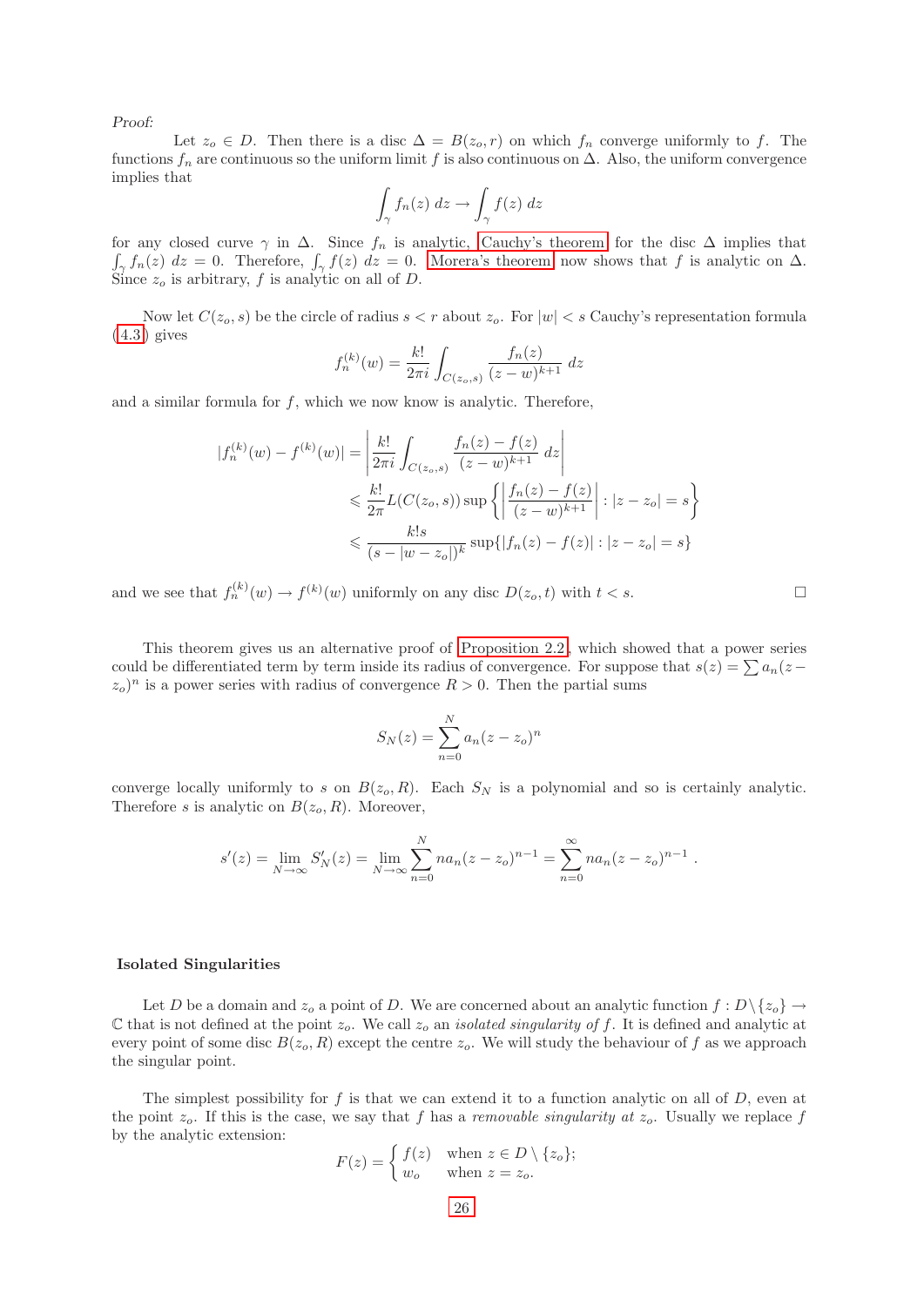*Proof:*

Let $z_o \in D$. Then there is a disc $\Delta = B(z_o, r)$ on which $f_n$ converge uniformly to $f$. The functions $f_n$ are continuous so the uniform limit $f$ is also continuous on $\Delta$. Also, the uniform convergence implies that

$$\int_\gamma f_n(z)\, dz \to \int_\gamma f(z)\, dz$$

for any closed curve $\gamma$ in $\Delta$. Since $f_n$ is analytic, Cauchy's theorem for the disc $\Delta$ implies that $\int_\gamma f_n(z)\, dz = 0$. Therefore, $\int_\gamma f(z)\, dz = 0$. Morera's theorem now shows that $f$ is analytic on $\Delta$. Since $z_o$ is arbitrary, $f$ is analytic on all of $D$.

Now let $C(z_o, s)$ be the circle of radius $s < r$ about $z_o$. For $|w| < s$ Cauchy's representation formula (4.3) gives

$$f_n^{(k)}(w) = \frac{k!}{2\pi i} \int_{C(z_o,s)} \frac{f_n(z)}{(z-w)^{k+1}}\, dz$$

and a similar formula for $f$, which we now know is analytic. Therefore,

$$\begin{aligned}
|f_n^{(k)}(w) - f^{(k)}(w)| &= \left| \frac{k!}{2\pi i} \int_{C(z_o,s)} \frac{f_n(z) - f(z)}{(z-w)^{k+1}}\, dz \right| \\
&\leqslant \frac{k!}{2\pi} L(C(z_o, s)) \sup \left\{ \left| \frac{f_n(z) - f(z)}{(z-w)^{k+1}} \right| : |z - z_o| = s \right\} \\
&\leqslant \frac{k! s}{(s - |w - z_o|)^k} \sup\{ |f_n(z) - f(z)| : |z - z_o| = s \}
\end{aligned}$$

and we see that $f_n^{(k)}(w) \to f^{(k)}(w)$ uniformly on any disc $D(z_o, t)$ with $t < s$. □

This theorem gives us an alternative proof of Proposition 2.2, which showed that a power series could be differentiated term by term inside its radius of convergence. For suppose that $s(z) = \sum a_n (z - z_o)^n$ is a power series with radius of convergence $R > 0$. Then the partial sums

$$S_N(z) = \sum_{n=0}^{N} a_n (z - z_o)^n$$

converge locally uniformly to $s$ on $B(z_o, R)$. Each $S_N$ is a polynomial and so is certainly analytic. Therefore $s$ is analytic on $B(z_o, R)$. Moreover,

$$s'(z) = \lim_{N\to\infty} S_N'(z) = \lim_{N\to\infty} \sum_{n=0}^{N} n a_n (z - z_o)^{n-1} = \sum_{n=0}^{\infty} n a_n (z - z_o)^{n-1}\ .$$

### Isolated Singularities

Let $D$ be a domain and $z_o$ a point of $D$. We are concerned about an analytic function $f : D \setminus \{z_o\} \to \mathbb{C}$ that is not defined at the point $z_o$. We call $z_o$ an *isolated singularity of* $f$. It is defined and analytic at every point of some disc $B(z_o, R)$ except the centre $z_o$. We will study the behaviour of $f$ as we approach the singular point.

The simplest possibility for $f$ is that we can extend it to a function analytic on all of $D$, even at the point $z_o$. If this is the case, we say that $f$ has a *removable singularity at* $z_o$. Usually we replace $f$ by the analytic extension:

$$F(z) = \begin{cases} f(z) & \text{when } z \in D \setminus \{z_o\}; \\ w_o & \text{when } z = z_o. \end{cases}$$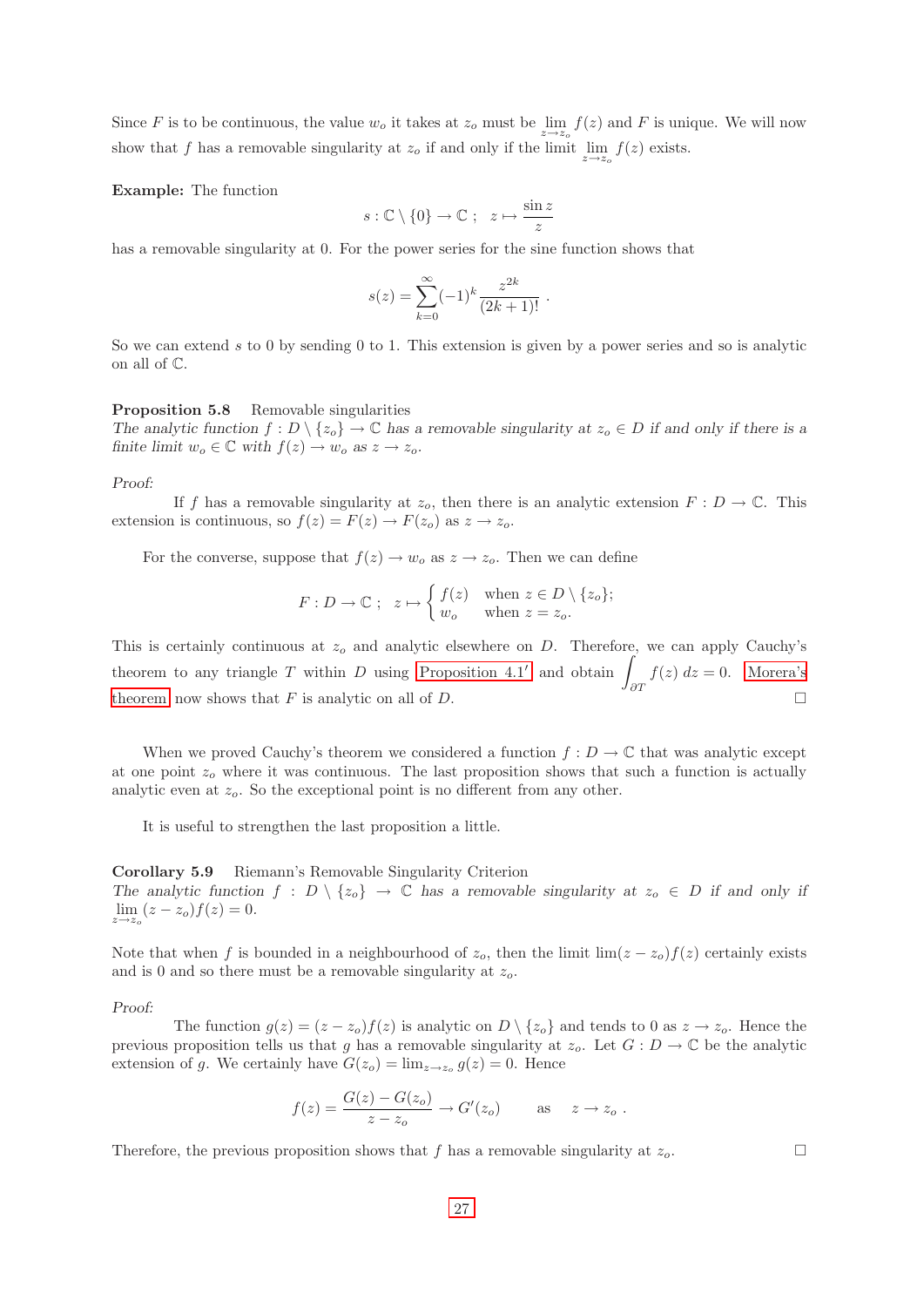Since $F$ is to be continuous, the value $w_o$ it takes at $z_o$ must be $\lim_{z \to z_o} f(z)$ and $F$ is unique. We will now show that $f$ has a removable singularity at $z_o$ if and only if the limit $\lim_{z \to z_o} f(z)$ exists.

**Example:** The function

$$s : \mathbb{C} \setminus \{0\} \to \mathbb{C} \; ; \quad z \mapsto \frac{\sin z}{z}$$

has a removable singularity at 0. For the power series for the sine function shows that

$$s(z) = \sum_{k=0}^{\infty} (-1)^k \frac{z^{2k}}{(2k+1)!} \; .$$

So we can extend $s$ to 0 by sending 0 to 1. This extension is given by a power series and so is analytic on all of $\mathbb{C}$.

**Proposition 5.8** Removable singularities
*The analytic function $f : D \setminus \{z_o\} \to \mathbb{C}$ has a removable singularity at $z_o \in D$ if and only if there is a finite limit $w_o \in \mathbb{C}$ with $f(z) \to w_o$ as $z \to z_o$.*

*Proof:*
If $f$ has a removable singularity at $z_o$, then there is an analytic extension $F : D \to \mathbb{C}$. This extension is continuous, so $f(z) = F(z) \to F(z_o)$ as $z \to z_o$.

For the converse, suppose that $f(z) \to w_o$ as $z \to z_o$. Then we can define

$$F : D \to \mathbb{C} \; ; \quad z \mapsto \begin{cases} f(z) & \text{when } z \in D \setminus \{z_o\}; \\ w_o & \text{when } z = z_o. \end{cases}$$

This is certainly continuous at $z_o$ and analytic elsewhere on $D$. Therefore, we can apply Cauchy's theorem to any triangle $T$ within $D$ using Proposition 4.1$'$ and obtain $\int_{\partial T} f(z)\, dz = 0$. Morera's theorem now shows that $F$ is analytic on all of $D$. □

When we proved Cauchy's theorem we considered a function $f : D \to \mathbb{C}$ that was analytic except at one point $z_o$ where it was continuous. The last proposition shows that such a function is actually analytic even at $z_o$. So the exceptional point is no different from any other.

It is useful to strengthen the last proposition a little.

**Corollary 5.9** Riemann's Removable Singularity Criterion
*The analytic function $f : D \setminus \{z_o\} \to \mathbb{C}$ has a removable singularity at $z_o \in D$ if and only if $\lim_{z \to z_o} (z - z_o) f(z) = 0$.*

Note that when $f$ is bounded in a neighbourhood of $z_o$, then the limit $\lim (z - z_o) f(z)$ certainly exists and is 0 and so there must be a removable singularity at $z_o$.

*Proof:*
The function $g(z) = (z - z_o) f(z)$ is analytic on $D \setminus \{z_o\}$ and tends to 0 as $z \to z_o$. Hence the previous proposition tells us that $g$ has a removable singularity at $z_o$. Let $G : D \to \mathbb{C}$ be the analytic extension of $g$. We certainly have $G(z_o) = \lim_{z \to z_o} g(z) = 0$. Hence

$$f(z) = \frac{G(z) - G(z_o)}{z - z_o} \to G'(z_o) \qquad \text{as} \qquad z \to z_o \; .$$

Therefore, the previous proposition shows that $f$ has a removable singularity at $z_o$. □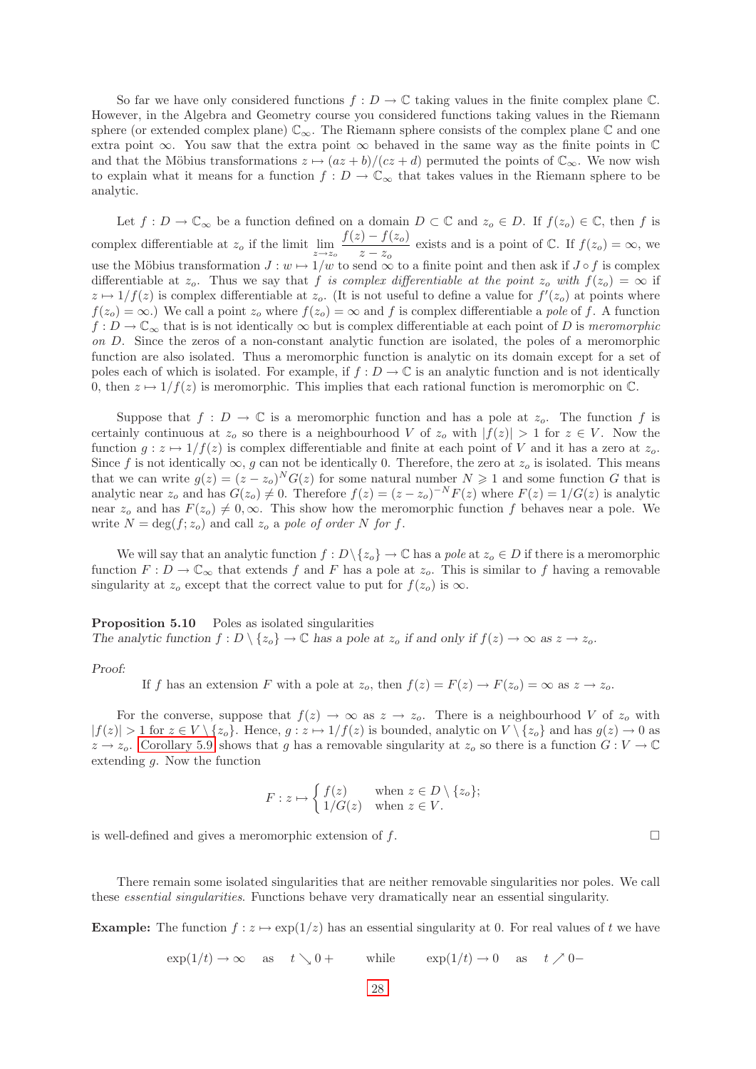So far we have only considered functions $f : D \to \mathbb{C}$ taking values in the finite complex plane $\mathbb{C}$. However, in the Algebra and Geometry course you considered functions taking values in the Riemann sphere (or extended complex plane) $\mathbb{C}_\infty$. The Riemann sphere consists of the complex plane $\mathbb{C}$ and one extra point $\infty$. You saw that the extra point $\infty$ behaved in the same way as the finite points in $\mathbb{C}$ and that the Möbius transformations $z \mapsto (az+b)/(cz+d)$ permuted the points of $\mathbb{C}_\infty$. We now wish to explain what it means for a function $f : D \to \mathbb{C}_\infty$ that takes values in the Riemann sphere to be analytic.

Let $f : D \to \mathbb{C}_\infty$ be a function defined on a domain $D \subset \mathbb{C}$ and $z_o \in D$. If $f(z_o) \in \mathbb{C}$, then $f$ is complex differentiable at $z_o$ if the limit $\lim_{z \to z_o} \dfrac{f(z) - f(z_o)}{z - z_o}$ exists and is a point of $\mathbb{C}$. If $f(z_o) = \infty$, we use the Möbius transformation $J : w \mapsto 1/w$ to send $\infty$ to a finite point and then ask if $J \circ f$ is complex differentiable at $z_o$. Thus we say that $f$ *is complex differentiable at the point $z_o$ with $f(z_o) = \infty$* if $z \mapsto 1/f(z)$ is complex differentiable at $z_o$. (It is not useful to define a value for $f'(z_o)$ at points where $f(z_o) = \infty$.) We call a point $z_o$ where $f(z_o) = \infty$ and $f$ is complex differentiable a *pole* of $f$. A function $f : D \to \mathbb{C}_\infty$ that is is not identically $\infty$ but is complex differentiable at each point of $D$ is *meromorphic on $D$*. Since the zeros of a non-constant analytic function are isolated, the poles of a meromorphic function are also isolated. Thus a meromorphic function is analytic on its domain except for a set of poles each of which is isolated. For example, if $f : D \to \mathbb{C}$ is an analytic function and is not identically 0, then $z \mapsto 1/f(z)$ is meromorphic. This implies that each rational function is meromorphic on $\mathbb{C}$.

Suppose that $f : D \to \mathbb{C}$ is a meromorphic function and has a pole at $z_o$. The function $f$ is certainly continuous at $z_o$ so there is a neighbourhood $V$ of $z_o$ with $|f(z)| > 1$ for $z \in V$. Now the function $g : z \mapsto 1/f(z)$ is complex differentiable and finite at each point of $V$ and it has a zero at $z_o$. Since $f$ is not identically $\infty$, $g$ can not be identically 0. Therefore, the zero at $z_o$ is isolated. This means that we can write $g(z) = (z - z_o)^N G(z)$ for some natural number $N \geqslant 1$ and some function $G$ that is analytic near $z_o$ and has $G(z_o) \neq 0$. Therefore $f(z) = (z - z_o)^{-N} F(z)$ where $F(z) = 1/G(z)$ is analytic near $z_o$ and has $F(z_o) \neq 0, \infty$. This show how the meromorphic function $f$ behaves near a pole. We write $N = \deg(f; z_o)$ and call $z_o$ a *pole of order $N$ for $f$*.

We will say that an analytic function $f : D \setminus \{z_o\} \to \mathbb{C}$ has a *pole* at $z_o \in D$ if there is a meromorphic function $F : D \to \mathbb{C}_\infty$ that extends $f$ and $F$ has a pole at $z_o$. This is similar to $f$ having a removable singularity at $z_o$ except that the correct value to put for $f(z_o)$ is $\infty$.

**Proposition 5.10** Poles as isolated singularities
*The analytic function $f : D \setminus \{z_o\} \to \mathbb{C}$ has a pole at $z_o$ if and only if $f(z) \to \infty$ as $z \to z_o$.*

*Proof:*

If $f$ has an extension $F$ with a pole at $z_o$, then $f(z) = F(z) \to F(z_o) = \infty$ as $z \to z_o$.

For the converse, suppose that $f(z) \to \infty$ as $z \to z_o$. There is a neighbourhood $V$ of $z_o$ with $|f(z)| > 1$ for $z \in V \setminus \{z_o\}$. Hence, $g : z \mapsto 1/f(z)$ is bounded, analytic on $V \setminus \{z_o\}$ and has $g(z) \to 0$ as $z \to z_o$. Corollary 5.9 shows that $g$ has a removable singularity at $z_o$ so there is a function $G : V \to \mathbb{C}$ extending $g$. Now the function

$$F : z \mapsto \begin{cases} f(z) & \text{when } z \in D \setminus \{z_o\}; \\ 1/G(z) & \text{when } z \in V. \end{cases}$$

is well-defined and gives a meromorphic extension of $f$. $\square$

There remain some isolated singularities that are neither removable singularities nor poles. We call these *essential singularities*. Functions behave very dramatically near an essential singularity.

**Example:** The function $f : z \mapsto \exp(1/z)$ has an essential singularity at 0. For real values of $t$ we have

$$\exp(1/t) \to \infty \quad \text{as} \quad t \searrow 0+ \qquad \text{while} \qquad \exp(1/t) \to 0 \quad \text{as} \quad t \nearrow 0-$$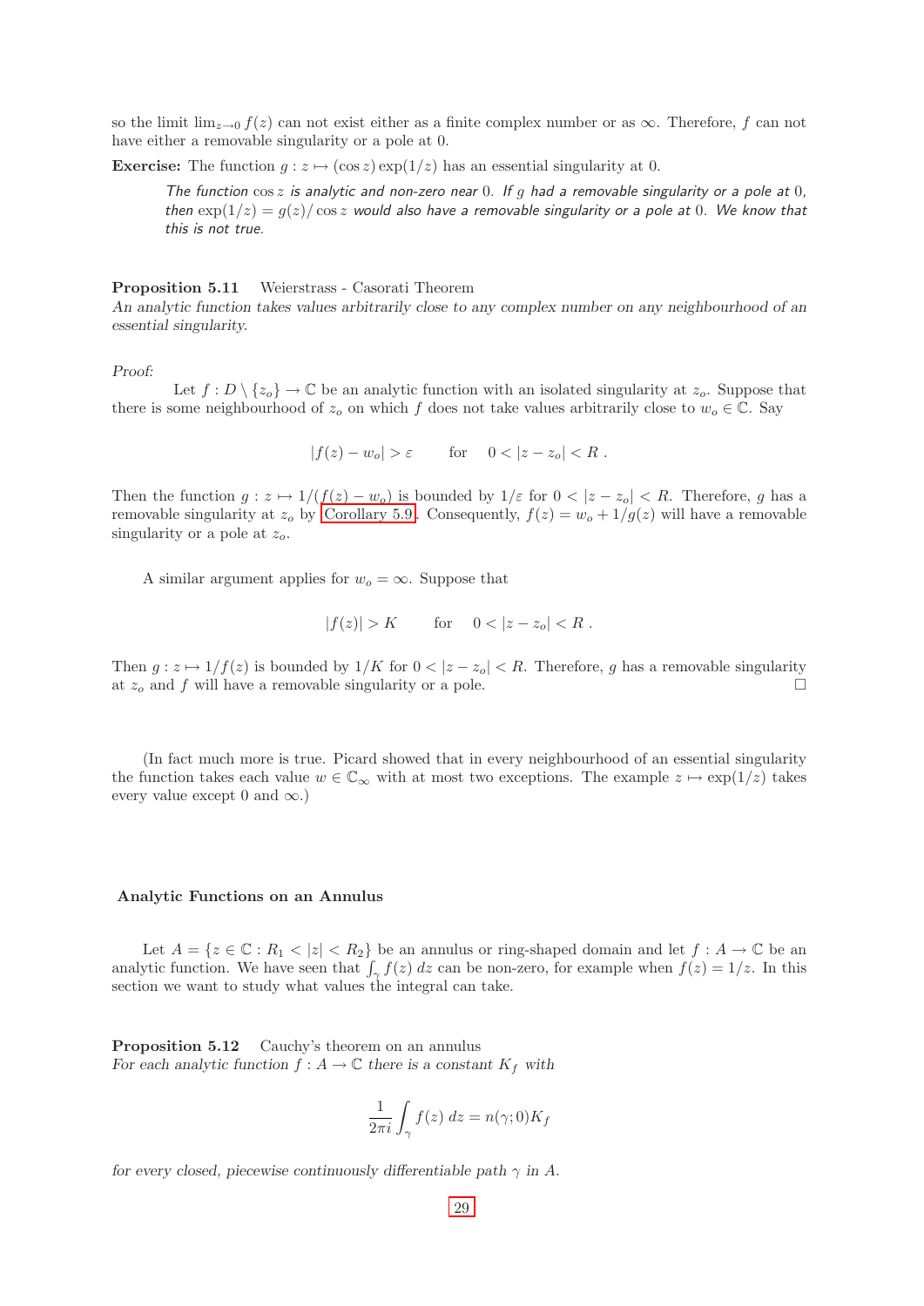so the limit $\lim_{z\to 0} f(z)$ can not exist either as a finite complex number or as $\infty$. Therefore, $f$ can not have either a removable singularity or a pole at 0.

**Exercise:** The function $g : z \mapsto (\cos z)\exp(1/z)$ has an essential singularity at 0.

> *The function $\cos z$ is analytic and non-zero near 0. If $g$ had a removable singularity or a pole at 0, then $\exp(1/z) = g(z)/\cos z$ would also have a removable singularity or a pole at 0. We know that this is not true.*

**Proposition 5.11** Weierstrass - Casorati Theorem
*An analytic function takes values arbitrarily close to any complex number on any neighbourhood of an essential singularity.*

*Proof:*

Let $f : D \setminus \{z_o\} \to \mathbb{C}$ be an analytic function with an isolated singularity at $z_o$. Suppose that there is some neighbourhood of $z_o$ on which $f$ does not take values arbitrarily close to $w_o \in \mathbb{C}$. Say

$$|f(z) - w_o| > \varepsilon \qquad \text{for} \quad 0 < |z - z_o| < R\ .$$

Then the function $g : z \mapsto 1/(f(z) - w_o)$ is bounded by $1/\varepsilon$ for $0 < |z - z_o| < R$. Therefore, $g$ has a removable singularity at $z_o$ by Corollary 5.9. Consequently, $f(z) = w_o + 1/g(z)$ will have a removable singularity or a pole at $z_o$.

A similar argument applies for $w_o = \infty$. Suppose that

$$|f(z)| > K \qquad \text{for} \quad 0 < |z - z_o| < R\ .$$

Then $g : z \mapsto 1/f(z)$ is bounded by $1/K$ for $0 < |z - z_o| < R$. Therefore, $g$ has a removable singularity at $z_o$ and $f$ will have a removable singularity or a pole. □

(In fact much more is true. Picard showed that in every neighbourhood of an essential singularity the function takes each value $w \in \mathbb{C}_\infty$ with at most two exceptions. The example $z \mapsto \exp(1/z)$ takes every value except 0 and $\infty$.)

### Analytic Functions on an Annulus

Let $A = \{z \in \mathbb{C} : R_1 < |z| < R_2\}$ be an annulus or ring-shaped domain and let $f : A \to \mathbb{C}$ be an analytic function. We have seen that $\int_\gamma f(z)\, dz$ can be non-zero, for example when $f(z) = 1/z$. In this section we want to study what values the integral can take.

**Proposition 5.12** Cauchy's theorem on an annulus
*For each analytic function $f : A \to \mathbb{C}$ there is a constant $K_f$ with*

$$\frac{1}{2\pi i}\int_\gamma f(z)\, dz = n(\gamma; 0)K_f$$

*for every closed, piecewise continuously differentiable path $\gamma$ in $A$.*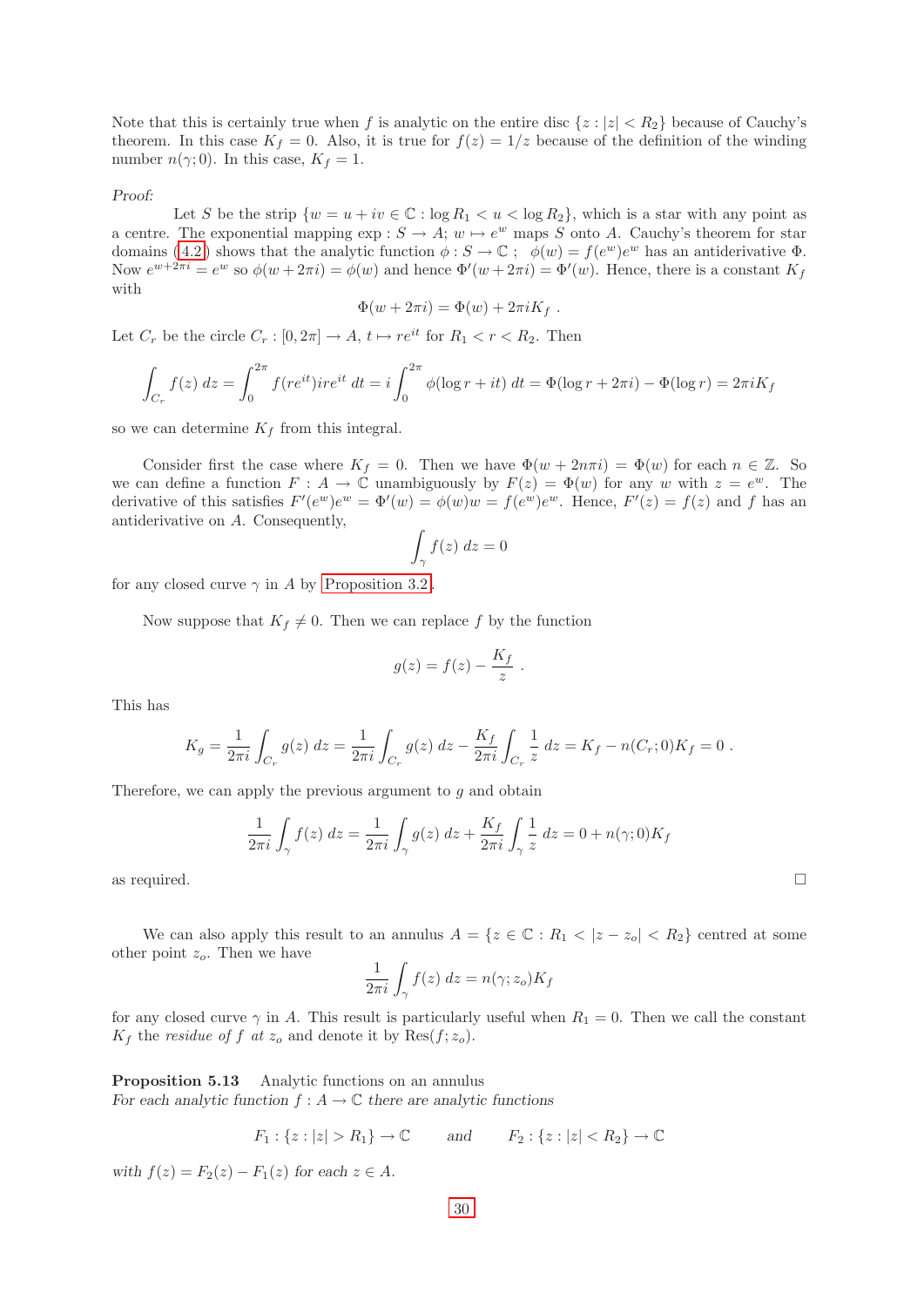Note that this is certainly true when $f$ is analytic on the entire disc $\{z : |z| < R_2\}$ because of Cauchy's theorem. In this case $K_f = 0$. Also, it is true for $f(z) = 1/z$ because of the definition of the winding number $n(\gamma; 0)$. In this case, $K_f = 1$.

*Proof:*

Let $S$ be the strip $\{w = u + iv \in \mathbb{C} : \log R_1 < u < \log R_2\}$, which is a star with any point as a centre. The exponential mapping $\exp : S \to A;\ w \mapsto e^w$ maps $S$ onto $A$. Cauchy's theorem for star domains (4.2) shows that the analytic function $\phi : S \to \mathbb{C}\ ;\ \ \phi(w) = f(e^w)e^w$ has an antiderivative $\Phi$. Now $e^{w+2\pi i} = e^w$ so $\phi(w + 2\pi i) = \phi(w)$ and hence $\Phi'(w + 2\pi i) = \Phi'(w)$. Hence, there is a constant $K_f$ with

$$\Phi(w + 2\pi i) = \Phi(w) + 2\pi i K_f\ .$$

Let $C_r$ be the circle $C_r : [0, 2\pi] \to A$, $t \mapsto re^{it}$ for $R_1 < r < R_2$. Then

$$\int_{C_r} f(z)\ dz = \int_0^{2\pi} f(re^{it}) ire^{it}\ dt = i\int_0^{2\pi} \phi(\log r + it)\ dt = \Phi(\log r + 2\pi i) - \Phi(\log r) = 2\pi i K_f$$

so we can determine $K_f$ from this integral.

Consider first the case where $K_f = 0$. Then we have $\Phi(w + 2n\pi i) = \Phi(w)$ for each $n \in \mathbb{Z}$. So we can define a function $F : A \to \mathbb{C}$ unambiguously by $F(z) = \Phi(w)$ for any $w$ with $z = e^w$. The derivative of this satisfies $F'(e^w)e^w = \Phi'(w) = \phi(w)w = f(e^w)e^w$. Hence, $F'(z) = f(z)$ and $f$ has an antiderivative on $A$. Consequently,

$$\int_\gamma f(z)\ dz = 0$$

for any closed curve $\gamma$ in $A$ by Proposition 3.2.

Now suppose that $K_f \neq 0$. Then we can replace $f$ by the function

$$g(z) = f(z) - \frac{K_f}{z}\ .$$

This has

$$K_g = \frac{1}{2\pi i}\int_{C_r} g(z)\ dz = \frac{1}{2\pi i}\int_{C_r} g(z)\ dz - \frac{K_f}{2\pi i}\int_{C_r} \frac{1}{z}\ dz = K_f - n(C_r; 0)K_f = 0\ .$$

Therefore, we can apply the previous argument to $g$ and obtain

$$\frac{1}{2\pi i}\int_\gamma f(z)\ dz = \frac{1}{2\pi i}\int_\gamma g(z)\ dz + \frac{K_f}{2\pi i}\int_\gamma \frac{1}{z}\ dz = 0 + n(\gamma; 0)K_f$$

as required. □

We can also apply this result to an annulus $A = \{z \in \mathbb{C} : R_1 < |z - z_o| < R_2\}$ centred at some other point $z_o$. Then we have

$$\frac{1}{2\pi i}\int_\gamma f(z)\ dz = n(\gamma; z_o)K_f$$

for any closed curve $\gamma$ in $A$. This result is particularly useful when $R_1 = 0$. Then we call the constant $K_f$ the *residue of $f$ at $z_o$* and denote it by $\mathrm{Res}(f; z_o)$.

**Proposition 5.13** Analytic functions on an annulus
*For each analytic function $f : A \to \mathbb{C}$ there are analytic functions*

$$F_1 : \{z : |z| > R_1\} \to \mathbb{C} \qquad \textit{and} \qquad F_2 : \{z : |z| < R_2\} \to \mathbb{C}$$

*with $f(z) = F_2(z) - F_1(z)$ for each $z \in A$.*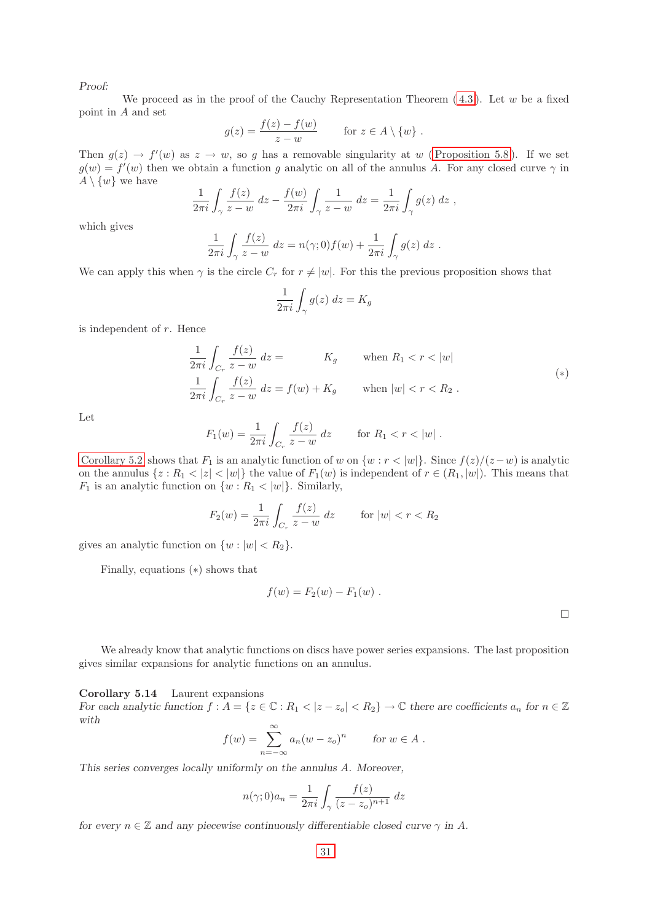*Proof:*

We proceed as in the proof of the Cauchy Representation Theorem (4.3). Let $w$ be a fixed point in $A$ and set

$$g(z) = \frac{f(z) - f(w)}{z - w} \qquad \text{for } z \in A \setminus \{w\} .$$

Then $g(z) \to f'(w)$ as $z \to w$, so $g$ has a removable singularity at $w$ (Proposition 5.8). If we set $g(w) = f'(w)$ then we obtain a function $g$ analytic on all of the annulus $A$. For any closed curve $\gamma$ in $A \setminus \{w\}$ we have

$$\frac{1}{2\pi i}\int_\gamma \frac{f(z)}{z-w}\, dz - \frac{f(w)}{2\pi i}\int_\gamma \frac{1}{z-w}\, dz = \frac{1}{2\pi i}\int_\gamma g(z)\, dz ,$$

which gives

$$\frac{1}{2\pi i}\int_\gamma \frac{f(z)}{z-w}\, dz = n(\gamma;0) f(w) + \frac{1}{2\pi i}\int_\gamma g(z)\, dz .$$

We can apply this when $\gamma$ is the circle $C_r$ for $r \neq |w|$. For this the previous proposition shows that

$$\frac{1}{2\pi i}\int_\gamma g(z)\, dz = K_g$$

is independent of $r$. Hence

$$\begin{aligned}
\frac{1}{2\pi i}\int_{C_r} \frac{f(z)}{z-w}\, dz &= \qquad\quad K_g \qquad \text{when } R_1 < r < |w| \\
\frac{1}{2\pi i}\int_{C_r} \frac{f(z)}{z-w}\, dz &= f(w) + K_g \qquad \text{when } |w| < r < R_2 .
\end{aligned} \tag{$*$}$$

Let

$$F_1(w) = \frac{1}{2\pi i}\int_{C_r} \frac{f(z)}{z-w}\, dz \qquad \text{for } R_1 < r < |w| .$$

Corollary 5.2 shows that $F_1$ is an analytic function of $w$ on $\{w : r < |w|\}$. Since $f(z)/(z-w)$ is analytic on the annulus $\{z : R_1 < |z| < |w|\}$ the value of $F_1(w)$ is independent of $r \in (R_1, |w|)$. This means that $F_1$ is an analytic function on $\{w : R_1 < |w|\}$. Similarly,

$$F_2(w) = \frac{1}{2\pi i}\int_{C_r} \frac{f(z)}{z-w}\, dz \qquad \text{for } |w| < r < R_2$$

gives an analytic function on $\{w : |w| < R_2\}$.

Finally, equations $(*)$ shows that

$$f(w) = F_2(w) - F_1(w) .$$

□

We already know that analytic functions on discs have power series expansions. The last proposition gives similar expansions for analytic functions on an annulus.

**Corollary 5.14** Laurent expansions
*For each analytic function $f : A = \{z \in \mathbb{C} : R_1 < |z - z_o| < R_2\} \to \mathbb{C}$ there are coefficients $a_n$ for $n \in \mathbb{Z}$ with*

$$f(w) = \sum_{n=-\infty}^{\infty} a_n (w - z_o)^n \qquad \text{for } w \in A .$$

*This series converges locally uniformly on the annulus $A$. Moreover,*

$$n(\gamma;0) a_n = \frac{1}{2\pi i}\int_\gamma \frac{f(z)}{(z-z_o)^{n+1}}\, dz$$

*for every $n \in \mathbb{Z}$ and any piecewise continuously differentiable closed curve $\gamma$ in $A$.*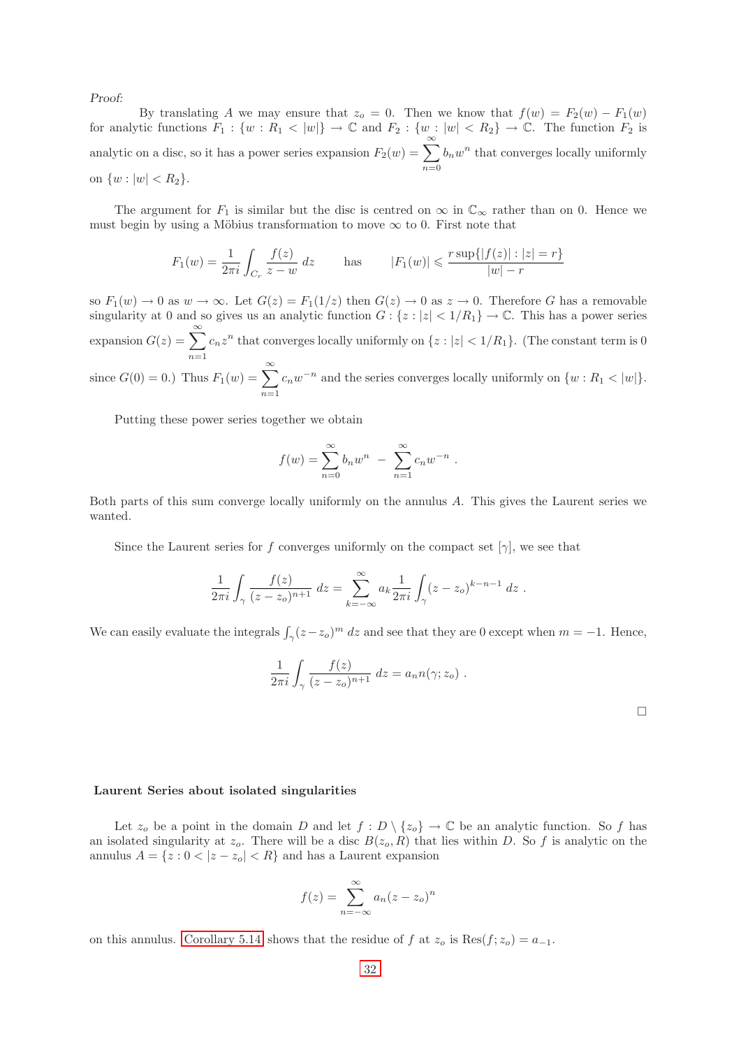*Proof:*

By translating $A$ we may ensure that $z_o = 0$. Then we know that $f(w) = F_2(w) - F_1(w)$ for analytic functions $F_1 : \{w : R_1 < |w|\} \to \mathbb{C}$ and $F_2 : \{w : |w| < R_2\} \to \mathbb{C}$. The function $F_2$ is analytic on a disc, so it has a power series expansion $F_2(w) = \sum_{n=0}^{\infty} b_n w^n$ that converges locally uniformly on $\{w : |w| < R_2\}$.

The argument for $F_1$ is similar but the disc is centred on $\infty$ in $\mathbb{C}_\infty$ rather than on 0. Hence we must begin by using a Möbius transformation to move $\infty$ to 0. First note that

$$F_1(w) = \frac{1}{2\pi i}\int_{C_r} \frac{f(z)}{z-w}\, dz \qquad \text{has} \qquad |F_1(w)| \leqslant \frac{r \sup\{|f(z)| : |z| = r\}}{|w| - r}$$

so $F_1(w) \to 0$ as $w \to \infty$. Let $G(z) = F_1(1/z)$ then $G(z) \to 0$ as $z \to 0$. Therefore $G$ has a removable singularity at 0 and so gives us an analytic function $G : \{z : |z| < 1/R_1\} \to \mathbb{C}$. This has a power series expansion $G(z) = \sum_{n=1}^{\infty} c_n z^n$ that converges locally uniformly on $\{z : |z| < 1/R_1\}$. (The constant term is 0 since $G(0) = 0$.) Thus $F_1(w) = \sum_{n=1}^{\infty} c_n w^{-n}$ and the series converges locally uniformly on $\{w : R_1 < |w|\}$.

Putting these power series together we obtain

$$f(w) = \sum_{n=0}^{\infty} b_n w^n \; - \; \sum_{n=1}^{\infty} c_n w^{-n} \; .$$

Both parts of this sum converge locally uniformly on the annulus $A$. This gives the Laurent series we wanted.

Since the Laurent series for $f$ converges uniformly on the compact set $[\gamma]$, we see that

$$\frac{1}{2\pi i}\int_\gamma \frac{f(z)}{(z-z_o)^{n+1}}\, dz = \sum_{k=-\infty}^{\infty} a_k \frac{1}{2\pi i}\int_\gamma (z-z_o)^{k-n-1}\, dz \; .$$

We can easily evaluate the integrals $\int_\gamma (z-z_o)^m\, dz$ and see that they are 0 except when $m = -1$. Hence,

$$\frac{1}{2\pi i}\int_\gamma \frac{f(z)}{(z-z_o)^{n+1}}\, dz = a_n n(\gamma; z_o) \; .$$

□

**Laurent Series about isolated singularities**

Let $z_o$ be a point in the domain $D$ and let $f : D \setminus \{z_o\} \to \mathbb{C}$ be an analytic function. So $f$ has an isolated singularity at $z_o$. There will be a disc $B(z_o, R)$ that lies within $D$. So $f$ is analytic on the annulus $A = \{z : 0 < |z - z_o| < R\}$ and has a Laurent expansion

$$f(z) = \sum_{n=-\infty}^{\infty} a_n (z-z_o)^n$$

on this annulus. Corollary 5.14 shows that the residue of $f$ at $z_o$ is $\text{Res}(f; z_o) = a_{-1}$.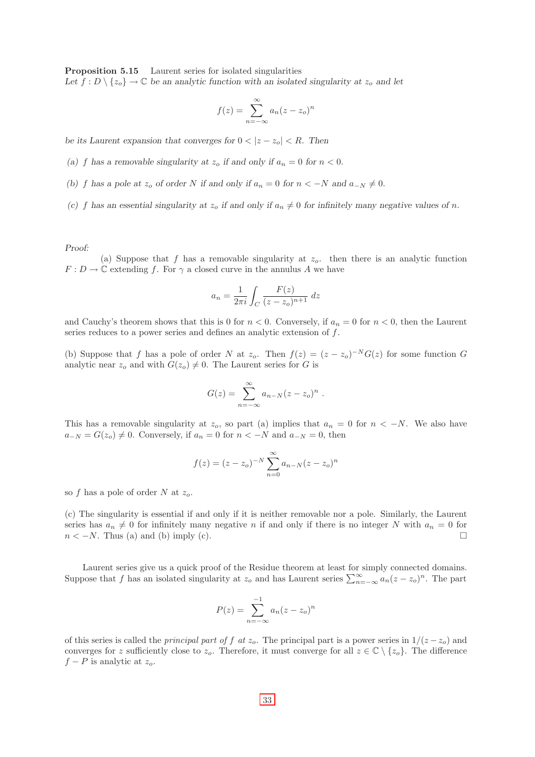**Proposition 5.15** Laurent series for isolated singularities
*Let $f : D \setminus \{z_o\} \to \mathbb{C}$ be an analytic function with an isolated singularity at $z_o$ and let*

$$f(z) = \sum_{n=-\infty}^{\infty} a_n (z - z_o)^n$$

*be its Laurent expansion that converges for $0 < |z - z_o| < R$. Then*

*(a) $f$ has a removable singularity at $z_o$ if and only if $a_n = 0$ for $n < 0$.*

*(b) $f$ has a pole at $z_o$ of order $N$ if and only if $a_n = 0$ for $n < -N$ and $a_{-N} \neq 0$.*

*(c) $f$ has an essential singularity at $z_o$ if and only if $a_n \neq 0$ for infinitely many negative values of $n$.*

*Proof:*

(a) Suppose that $f$ has a removable singularity at $z_o$. then there is an analytic function $F : D \to \mathbb{C}$ extending $f$. For $\gamma$ a closed curve in the annulus $A$ we have

$$a_n = \frac{1}{2\pi i} \int_C \frac{F(z)}{(z - z_o)^{n+1}} \, dz$$

and Cauchy's theorem shows that this is 0 for $n < 0$. Conversely, if $a_n = 0$ for $n < 0$, then the Laurent series reduces to a power series and defines an analytic extension of $f$.

(b) Suppose that $f$ has a pole of order $N$ at $z_o$. Then $f(z) = (z - z_o)^{-N} G(z)$ for some function $G$ analytic near $z_o$ and with $G(z_o) \neq 0$. The Laurent series for $G$ is

$$G(z) = \sum_{n=-\infty}^{\infty} a_{n-N} (z - z_o)^n \; .$$

This has a removable singularity at $z_o$, so part (a) implies that $a_n = 0$ for $n < -N$. We also have $a_{-N} = G(z_o) \neq 0$. Conversely, if $a_n = 0$ for $n < -N$ and $a_{-N} = 0$, then

$$f(z) = (z - z_o)^{-N} \sum_{n=0}^{\infty} a_{n-N} (z - z_o)^n$$

so $f$ has a pole of order $N$ at $z_o$.

(c) The singularity is essential if and only if it is neither removable nor a pole. Similarly, the Laurent series has $a_n \neq 0$ for infinitely many negative $n$ if and only if there is no integer $N$ with $a_n = 0$ for $n < -N$. Thus (a) and (b) imply (c). □

Laurent series give us a quick proof of the Residue theorem at least for simply connected domains. Suppose that $f$ has an isolated singularity at $z_o$ and has Laurent series $\sum_{n=-\infty}^{\infty} a_n (z - z_o)^n$. The part

$$P(z) = \sum_{n=-\infty}^{-1} a_n (z - z_o)^n$$

of this series is called the *principal part of $f$ at $z_o$*. The principal part is a power series in $1/(z - z_o)$ and converges for $z$ sufficiently close to $z_o$. Therefore, it must converge for all $z \in \mathbb{C} \setminus \{z_o\}$. The difference $f - P$ is analytic at $z_o$.